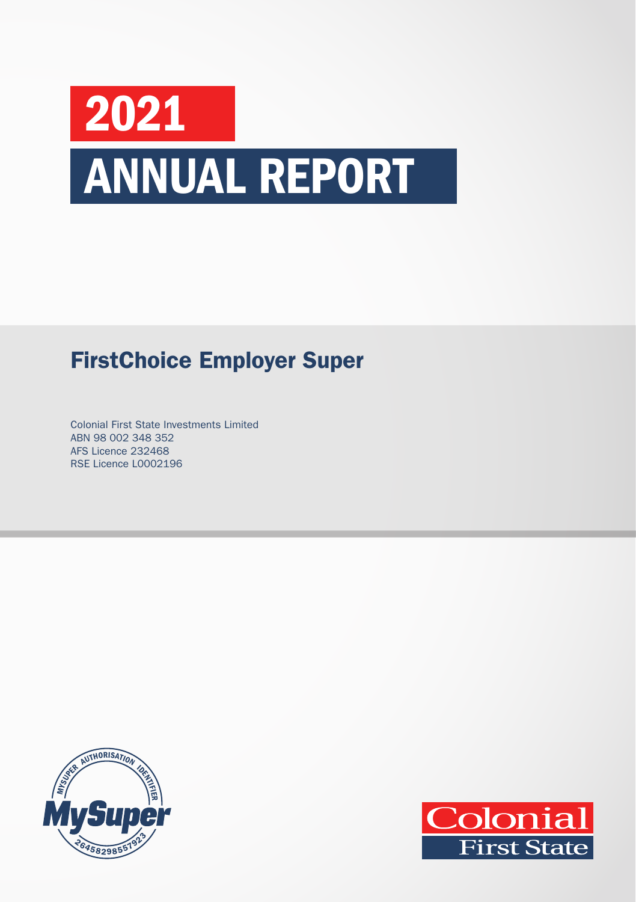# 2021 ANNUAL REPORT

## FirstChoice Employer Super

Colonial First State Investments Limited
ABN 98 002 348 352
AFS Licence 232468
RSE Licence L0002196

MySuper Authorisation Identifier
MySuper
26458298557923

Colonial First State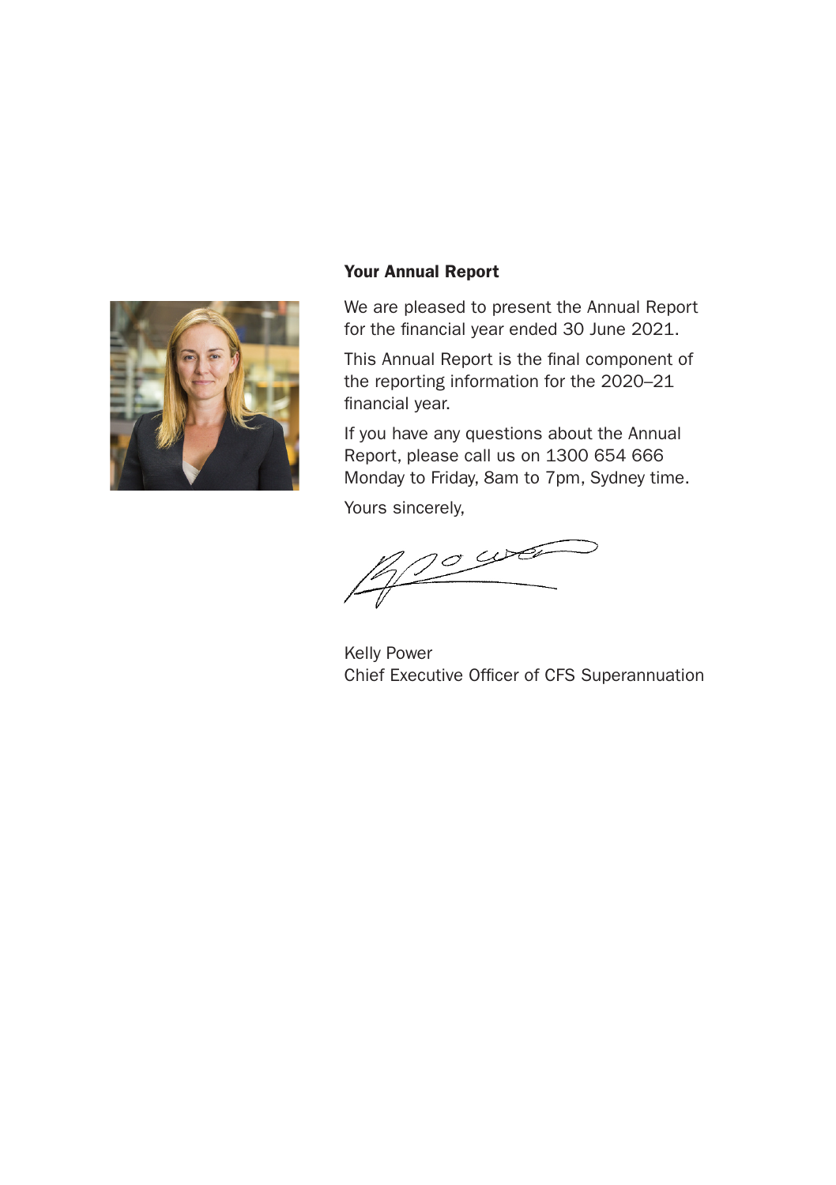## Your Annual Report

We are pleased to present the Annual Report for the financial year ended 30 June 2021.

This Annual Report is the final component of the reporting information for the 2020–21 financial year.

If you have any questions about the Annual Report, please call us on 1300 654 666 Monday to Friday, 8am to 7pm, Sydney time.

Yours sincerely,

Kelly Power
Chief Executive Officer of CFS Superannuation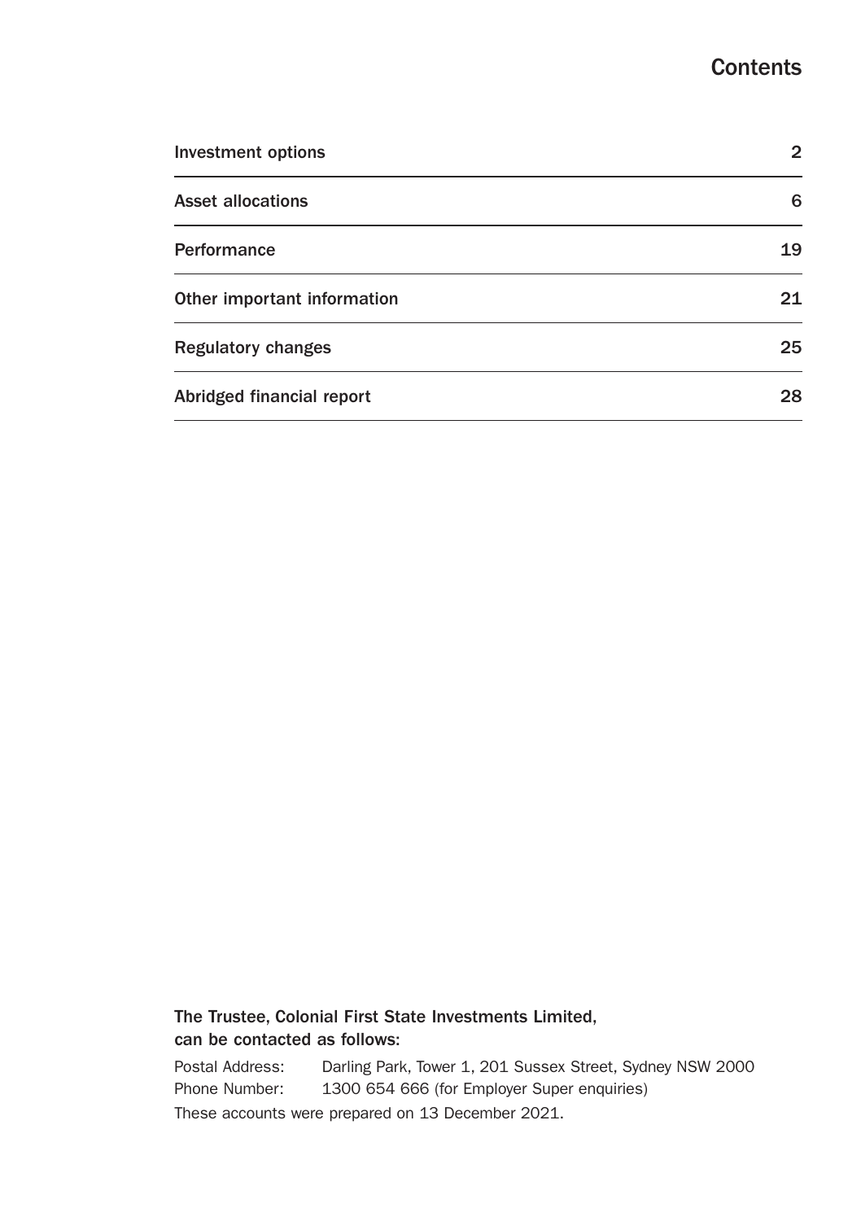# Contents

| | |
|---|---|
| Investment options | 2 |
| Asset allocations | 6 |
| Performance | 19 |
| Other important information | 21 |
| Regulatory changes | 25 |
| Abridged financial report | 28 |

**The Trustee, Colonial First State Investments Limited, can be contacted as follows:**

Postal Address: Darling Park, Tower 1, 201 Sussex Street, Sydney NSW 2000
Phone Number: 1300 654 666 (for Employer Super enquiries)

These accounts were prepared on 13 December 2021.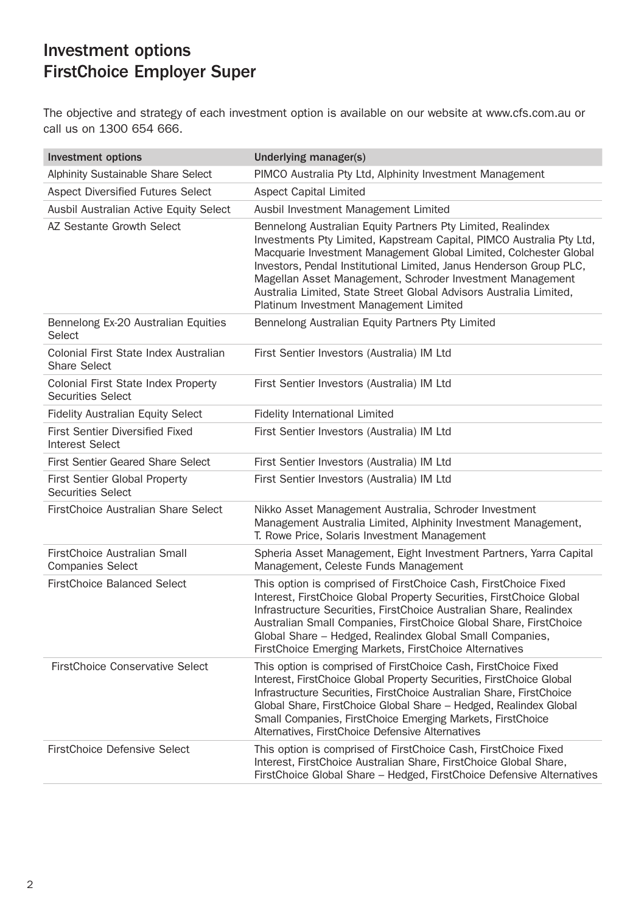# Investment options
# FirstChoice Employer Super

The objective and strategy of each investment option is available on our website at www.cfs.com.au or call us on 1300 654 666.

| Investment options | Underlying manager(s) |
|---|---|
| Alphinity Sustainable Share Select | PIMCO Australia Pty Ltd, Alphinity Investment Management |
| Aspect Diversified Futures Select | Aspect Capital Limited |
| Ausbil Australian Active Equity Select | Ausbil Investment Management Limited |
| AZ Sestante Growth Select | Bennelong Australian Equity Partners Pty Limited, Realindex Investments Pty Limited, Kapstream Capital, PIMCO Australia Pty Ltd, Macquarie Investment Management Global Limited, Colchester Global Investors, Pendal Institutional Limited, Janus Henderson Group PLC, Magellan Asset Management, Schroder Investment Management Australia Limited, State Street Global Advisors Australia Limited, Platinum Investment Management Limited |
| Bennelong Ex-20 Australian Equities Select | Bennelong Australian Equity Partners Pty Limited |
| Colonial First State Index Australian Share Select | First Sentier Investors (Australia) IM Ltd |
| Colonial First State Index Property Securities Select | First Sentier Investors (Australia) IM Ltd |
| Fidelity Australian Equity Select | Fidelity International Limited |
| First Sentier Diversified Fixed Interest Select | First Sentier Investors (Australia) IM Ltd |
| First Sentier Geared Share Select | First Sentier Investors (Australia) IM Ltd |
| First Sentier Global Property Securities Select | First Sentier Investors (Australia) IM Ltd |
| FirstChoice Australian Share Select | Nikko Asset Management Australia, Schroder Investment Management Australia Limited, Alphinity Investment Management, T. Rowe Price, Solaris Investment Management |
| FirstChoice Australian Small Companies Select | Spheria Asset Management, Eight Investment Partners, Yarra Capital Management, Celeste Funds Management |
| FirstChoice Balanced Select | This option is comprised of FirstChoice Cash, FirstChoice Fixed Interest, FirstChoice Global Property Securities, FirstChoice Global Infrastructure Securities, FirstChoice Australian Share, Realindex Australian Small Companies, FirstChoice Global Share, FirstChoice Global Share – Hedged, Realindex Global Small Companies, FirstChoice Emerging Markets, FirstChoice Alternatives |
| FirstChoice Conservative Select | This option is comprised of FirstChoice Cash, FirstChoice Fixed Interest, FirstChoice Global Property Securities, FirstChoice Global Infrastructure Securities, FirstChoice Australian Share, FirstChoice Global Share, FirstChoice Global Share – Hedged, Realindex Global Small Companies, FirstChoice Emerging Markets, FirstChoice Alternatives, FirstChoice Defensive Alternatives |
| FirstChoice Defensive Select | This option is comprised of FirstChoice Cash, FirstChoice Fixed Interest, FirstChoice Australian Share, FirstChoice Global Share, FirstChoice Global Share – Hedged, FirstChoice Defensive Alternatives |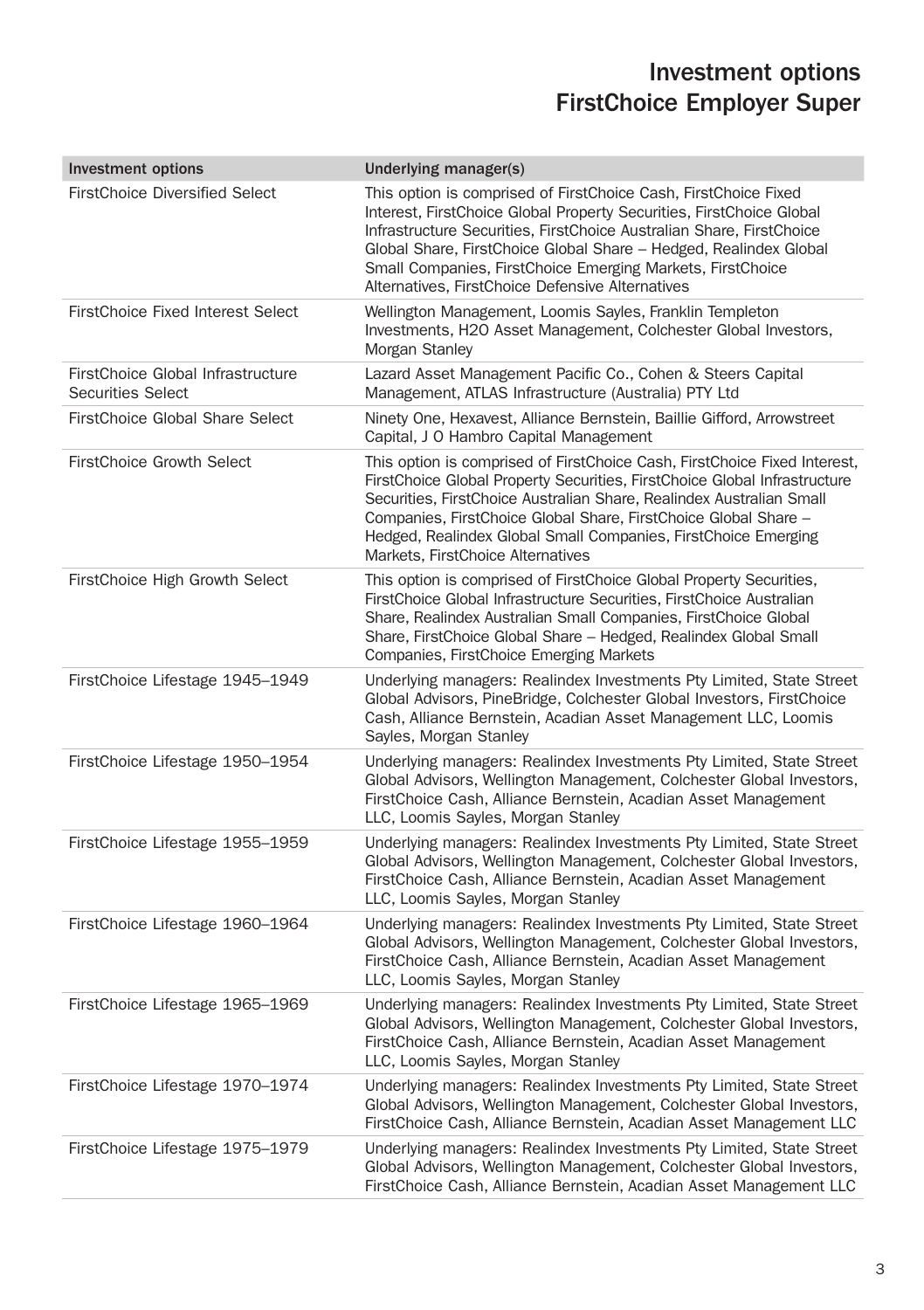# Investment options FirstChoice Employer Super

| Investment options | Underlying manager(s) |
|---|---|
| FirstChoice Diversified Select | This option is comprised of FirstChoice Cash, FirstChoice Fixed Interest, FirstChoice Global Property Securities, FirstChoice Global Infrastructure Securities, FirstChoice Australian Share, FirstChoice Global Share, FirstChoice Global Share – Hedged, Realindex Global Small Companies, FirstChoice Emerging Markets, FirstChoice Alternatives, FirstChoice Defensive Alternatives |
| FirstChoice Fixed Interest Select | Wellington Management, Loomis Sayles, Franklin Templeton Investments, H2O Asset Management, Colchester Global Investors, Morgan Stanley |
| FirstChoice Global Infrastructure Securities Select | Lazard Asset Management Pacific Co., Cohen & Steers Capital Management, ATLAS Infrastructure (Australia) PTY Ltd |
| FirstChoice Global Share Select | Ninety One, Hexavest, Alliance Bernstein, Baillie Gifford, Arrowstreet Capital, J O Hambro Capital Management |
| FirstChoice Growth Select | This option is comprised of FirstChoice Cash, FirstChoice Fixed Interest, FirstChoice Global Property Securities, FirstChoice Global Infrastructure Securities, FirstChoice Australian Share, Realindex Australian Small Companies, FirstChoice Global Share, FirstChoice Global Share – Hedged, Realindex Global Small Companies, FirstChoice Emerging Markets, FirstChoice Alternatives |
| FirstChoice High Growth Select | This option is comprised of FirstChoice Global Property Securities, FirstChoice Global Infrastructure Securities, FirstChoice Australian Share, Realindex Australian Small Companies, FirstChoice Global Share, FirstChoice Global Share – Hedged, Realindex Global Small Companies, FirstChoice Emerging Markets |
| FirstChoice Lifestage 1945–1949 | Underlying managers: Realindex Investments Pty Limited, State Street Global Advisors, PineBridge, Colchester Global Investors, FirstChoice Cash, Alliance Bernstein, Acadian Asset Management LLC, Loomis Sayles, Morgan Stanley |
| FirstChoice Lifestage 1950–1954 | Underlying managers: Realindex Investments Pty Limited, State Street Global Advisors, Wellington Management, Colchester Global Investors, FirstChoice Cash, Alliance Bernstein, Acadian Asset Management LLC, Loomis Sayles, Morgan Stanley |
| FirstChoice Lifestage 1955–1959 | Underlying managers: Realindex Investments Pty Limited, State Street Global Advisors, Wellington Management, Colchester Global Investors, FirstChoice Cash, Alliance Bernstein, Acadian Asset Management LLC, Loomis Sayles, Morgan Stanley |
| FirstChoice Lifestage 1960–1964 | Underlying managers: Realindex Investments Pty Limited, State Street Global Advisors, Wellington Management, Colchester Global Investors, FirstChoice Cash, Alliance Bernstein, Acadian Asset Management LLC, Loomis Sayles, Morgan Stanley |
| FirstChoice Lifestage 1965–1969 | Underlying managers: Realindex Investments Pty Limited, State Street Global Advisors, Wellington Management, Colchester Global Investors, FirstChoice Cash, Alliance Bernstein, Acadian Asset Management LLC, Loomis Sayles, Morgan Stanley |
| FirstChoice Lifestage 1970–1974 | Underlying managers: Realindex Investments Pty Limited, State Street Global Advisors, Wellington Management, Colchester Global Investors, FirstChoice Cash, Alliance Bernstein, Acadian Asset Management LLC |
| FirstChoice Lifestage 1975–1979 | Underlying managers: Realindex Investments Pty Limited, State Street Global Advisors, Wellington Management, Colchester Global Investors, FirstChoice Cash, Alliance Bernstein, Acadian Asset Management LLC |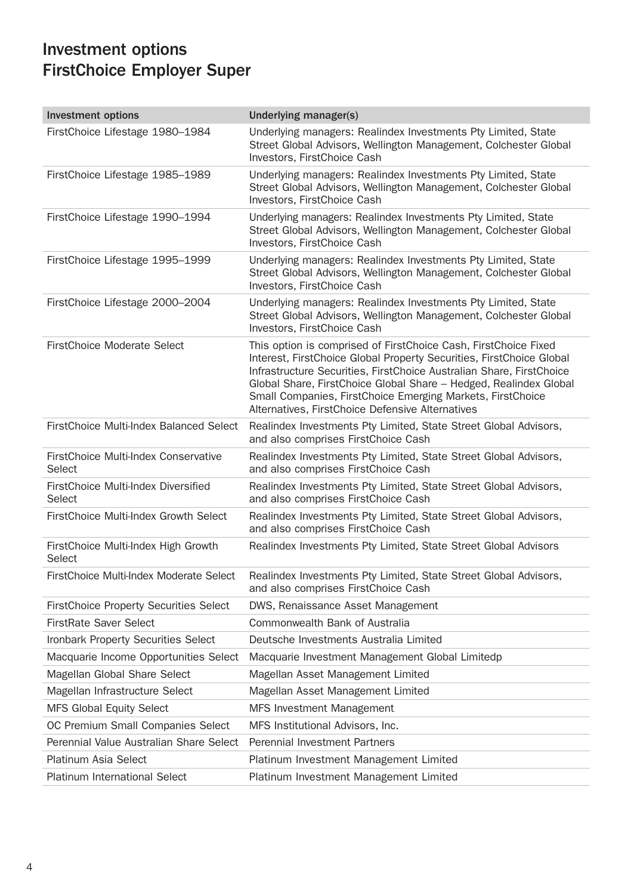# Investment options
# FirstChoice Employer Super

| Investment options | Underlying manager(s) |
|---|---|
| FirstChoice Lifestage 1980–1984 | Underlying managers: Realindex Investments Pty Limited, State Street Global Advisors, Wellington Management, Colchester Global Investors, FirstChoice Cash |
| FirstChoice Lifestage 1985–1989 | Underlying managers: Realindex Investments Pty Limited, State Street Global Advisors, Wellington Management, Colchester Global Investors, FirstChoice Cash |
| FirstChoice Lifestage 1990–1994 | Underlying managers: Realindex Investments Pty Limited, State Street Global Advisors, Wellington Management, Colchester Global Investors, FirstChoice Cash |
| FirstChoice Lifestage 1995–1999 | Underlying managers: Realindex Investments Pty Limited, State Street Global Advisors, Wellington Management, Colchester Global Investors, FirstChoice Cash |
| FirstChoice Lifestage 2000–2004 | Underlying managers: Realindex Investments Pty Limited, State Street Global Advisors, Wellington Management, Colchester Global Investors, FirstChoice Cash |
| FirstChoice Moderate Select | This option is comprised of FirstChoice Cash, FirstChoice Fixed Interest, FirstChoice Global Property Securities, FirstChoice Global Infrastructure Securities, FirstChoice Australian Share, FirstChoice Global Share, FirstChoice Global Share – Hedged, Realindex Global Small Companies, FirstChoice Emerging Markets, FirstChoice Alternatives, FirstChoice Defensive Alternatives |
| FirstChoice Multi-Index Balanced Select | Realindex Investments Pty Limited, State Street Global Advisors, and also comprises FirstChoice Cash |
| FirstChoice Multi-Index Conservative Select | Realindex Investments Pty Limited, State Street Global Advisors, and also comprises FirstChoice Cash |
| FirstChoice Multi-Index Diversified Select | Realindex Investments Pty Limited, State Street Global Advisors, and also comprises FirstChoice Cash |
| FirstChoice Multi-Index Growth Select | Realindex Investments Pty Limited, State Street Global Advisors, and also comprises FirstChoice Cash |
| FirstChoice Multi-Index High Growth Select | Realindex Investments Pty Limited, State Street Global Advisors |
| FirstChoice Multi-Index Moderate Select | Realindex Investments Pty Limited, State Street Global Advisors, and also comprises FirstChoice Cash |
| FirstChoice Property Securities Select | DWS, Renaissance Asset Management |
| FirstRate Saver Select | Commonwealth Bank of Australia |
| Ironbark Property Securities Select | Deutsche Investments Australia Limited |
| Macquarie Income Opportunities Select | Macquarie Investment Management Global Limitedp |
| Magellan Global Share Select | Magellan Asset Management Limited |
| Magellan Infrastructure Select | Magellan Asset Management Limited |
| MFS Global Equity Select | MFS Investment Management |
| OC Premium Small Companies Select | MFS Institutional Advisors, Inc. |
| Perennial Value Australian Share Select | Perennial Investment Partners |
| Platinum Asia Select | Platinum Investment Management Limited |
| Platinum International Select | Platinum Investment Management Limited |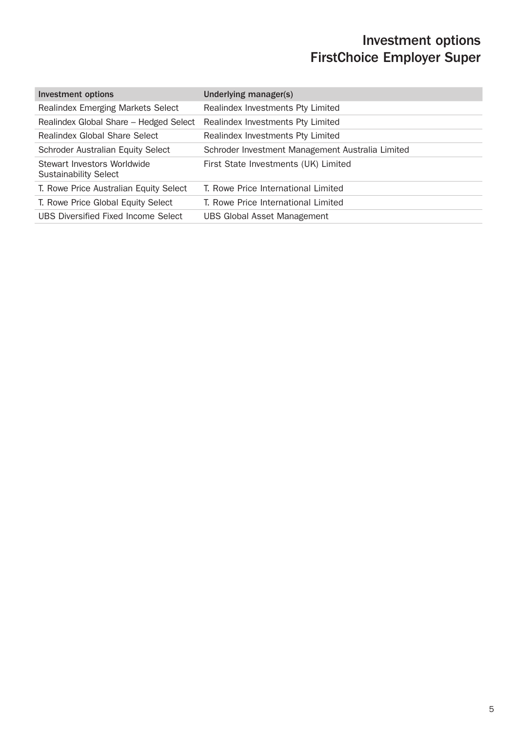# Investment options
# FirstChoice Employer Super

| Investment options | Underlying manager(s) |
|---|---|
| Realindex Emerging Markets Select | Realindex Investments Pty Limited |
| Realindex Global Share – Hedged Select | Realindex Investments Pty Limited |
| Realindex Global Share Select | Realindex Investments Pty Limited |
| Schroder Australian Equity Select | Schroder Investment Management Australia Limited |
| Stewart Investors Worldwide Sustainability Select | First State Investments (UK) Limited |
| T. Rowe Price Australian Equity Select | T. Rowe Price International Limited |
| T. Rowe Price Global Equity Select | T. Rowe Price International Limited |
| UBS Diversified Fixed Income Select | UBS Global Asset Management |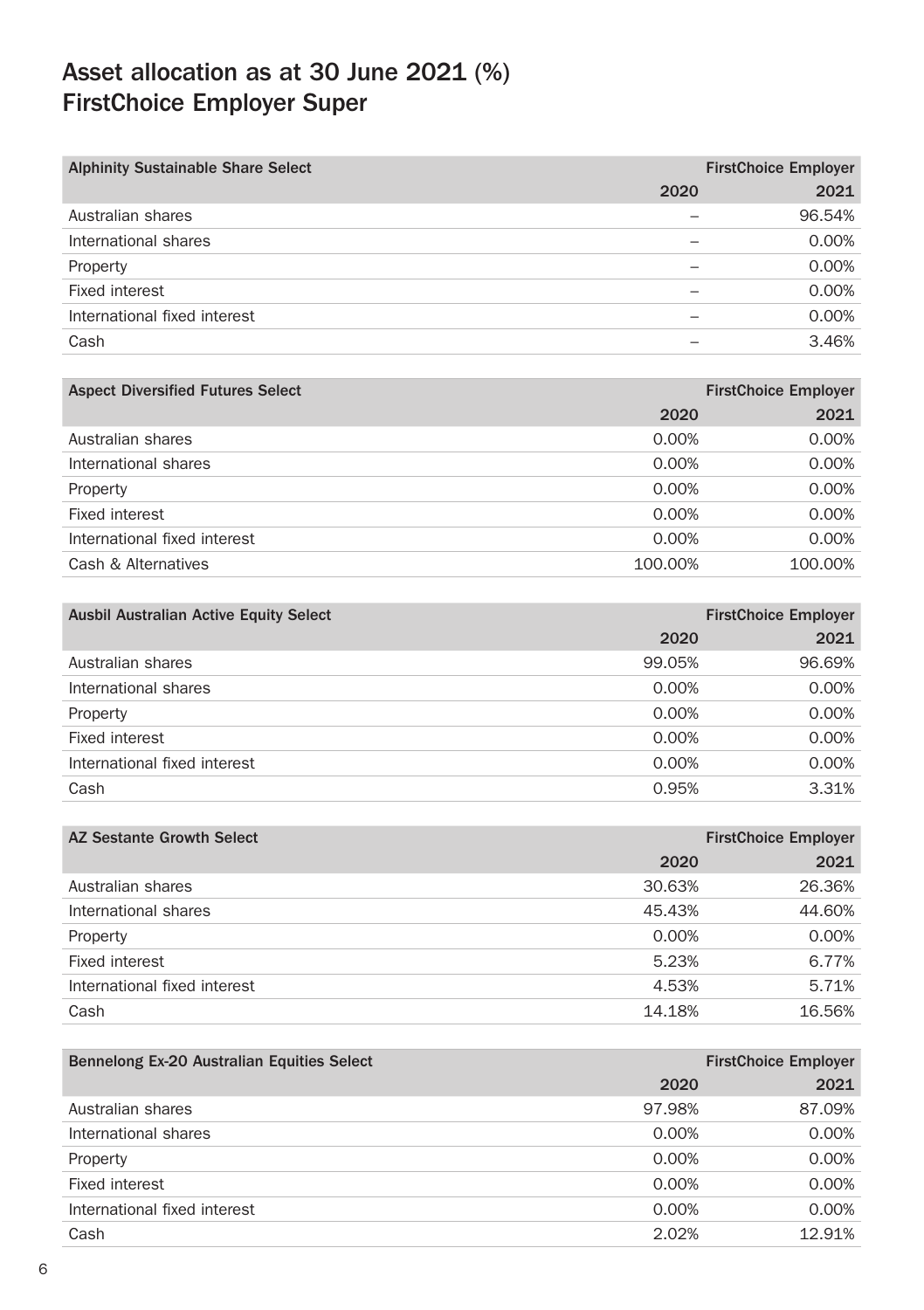# Asset allocation as at 30 June 2021 (%) FirstChoice Employer Super

| Alphinity Sustainable Share Select | FirstChoice Employer | |
|---|---|---|
| | 2020 | 2021 |
| Australian shares | – | 96.54% |
| International shares | – | 0.00% |
| Property | – | 0.00% |
| Fixed interest | – | 0.00% |
| International fixed interest | – | 0.00% |
| Cash | – | 3.46% |

| Aspect Diversified Futures Select | FirstChoice Employer | |
|---|---|---|
| | 2020 | 2021 |
| Australian shares | 0.00% | 0.00% |
| International shares | 0.00% | 0.00% |
| Property | 0.00% | 0.00% |
| Fixed interest | 0.00% | 0.00% |
| International fixed interest | 0.00% | 0.00% |
| Cash & Alternatives | 100.00% | 100.00% |

| Ausbil Australian Active Equity Select | FirstChoice Employer | |
|---|---|---|
| | 2020 | 2021 |
| Australian shares | 99.05% | 96.69% |
| International shares | 0.00% | 0.00% |
| Property | 0.00% | 0.00% |
| Fixed interest | 0.00% | 0.00% |
| International fixed interest | 0.00% | 0.00% |
| Cash | 0.95% | 3.31% |

| AZ Sestante Growth Select | FirstChoice Employer | |
|---|---|---|
| | 2020 | 2021 |
| Australian shares | 30.63% | 26.36% |
| International shares | 45.43% | 44.60% |
| Property | 0.00% | 0.00% |
| Fixed interest | 5.23% | 6.77% |
| International fixed interest | 4.53% | 5.71% |
| Cash | 14.18% | 16.56% |

| Bennelong Ex-20 Australian Equities Select | FirstChoice Employer | |
|---|---|---|
| | 2020 | 2021 |
| Australian shares | 97.98% | 87.09% |
| International shares | 0.00% | 0.00% |
| Property | 0.00% | 0.00% |
| Fixed interest | 0.00% | 0.00% |
| International fixed interest | 0.00% | 0.00% |
| Cash | 2.02% | 12.91% |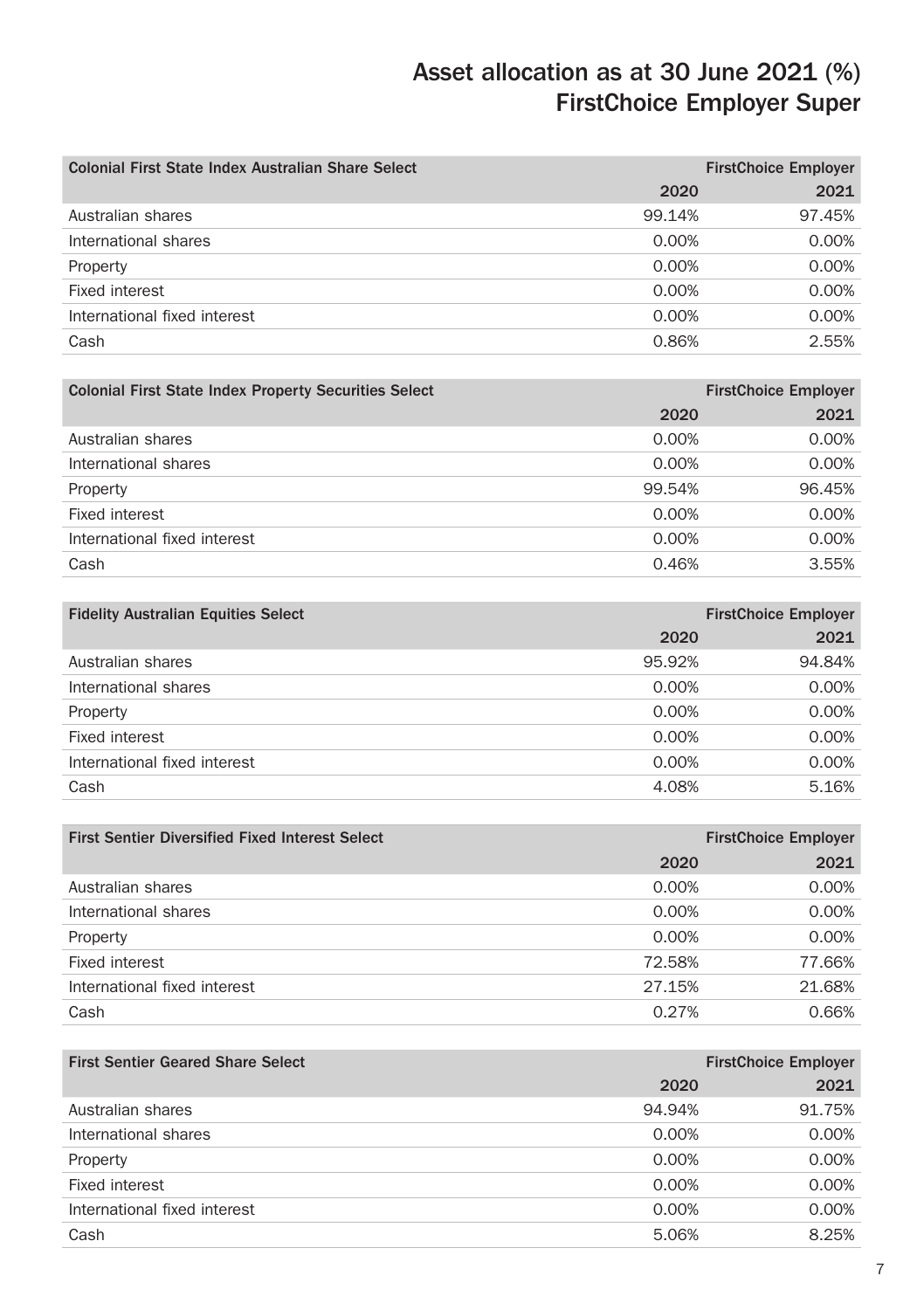# Asset allocation as at 30 June 2021 (%) FirstChoice Employer Super

| Colonial First State Index Australian Share Select | FirstChoice Employer | |
|---|---|---|
| | 2020 | 2021 |
| Australian shares | 99.14% | 97.45% |
| International shares | 0.00% | 0.00% |
| Property | 0.00% | 0.00% |
| Fixed interest | 0.00% | 0.00% |
| International fixed interest | 0.00% | 0.00% |
| Cash | 0.86% | 2.55% |

| Colonial First State Index Property Securities Select | FirstChoice Employer | |
|---|---|---|
| | 2020 | 2021 |
| Australian shares | 0.00% | 0.00% |
| International shares | 0.00% | 0.00% |
| Property | 99.54% | 96.45% |
| Fixed interest | 0.00% | 0.00% |
| International fixed interest | 0.00% | 0.00% |
| Cash | 0.46% | 3.55% |

| Fidelity Australian Equities Select | FirstChoice Employer | |
|---|---|---|
| | 2020 | 2021 |
| Australian shares | 95.92% | 94.84% |
| International shares | 0.00% | 0.00% |
| Property | 0.00% | 0.00% |
| Fixed interest | 0.00% | 0.00% |
| International fixed interest | 0.00% | 0.00% |
| Cash | 4.08% | 5.16% |

| First Sentier Diversified Fixed Interest Select | FirstChoice Employer | |
|---|---|---|
| | 2020 | 2021 |
| Australian shares | 0.00% | 0.00% |
| International shares | 0.00% | 0.00% |
| Property | 0.00% | 0.00% |
| Fixed interest | 72.58% | 77.66% |
| International fixed interest | 27.15% | 21.68% |
| Cash | 0.27% | 0.66% |

| First Sentier Geared Share Select | FirstChoice Employer | |
|---|---|---|
| | 2020 | 2021 |
| Australian shares | 94.94% | 91.75% |
| International shares | 0.00% | 0.00% |
| Property | 0.00% | 0.00% |
| Fixed interest | 0.00% | 0.00% |
| International fixed interest | 0.00% | 0.00% |
| Cash | 5.06% | 8.25% |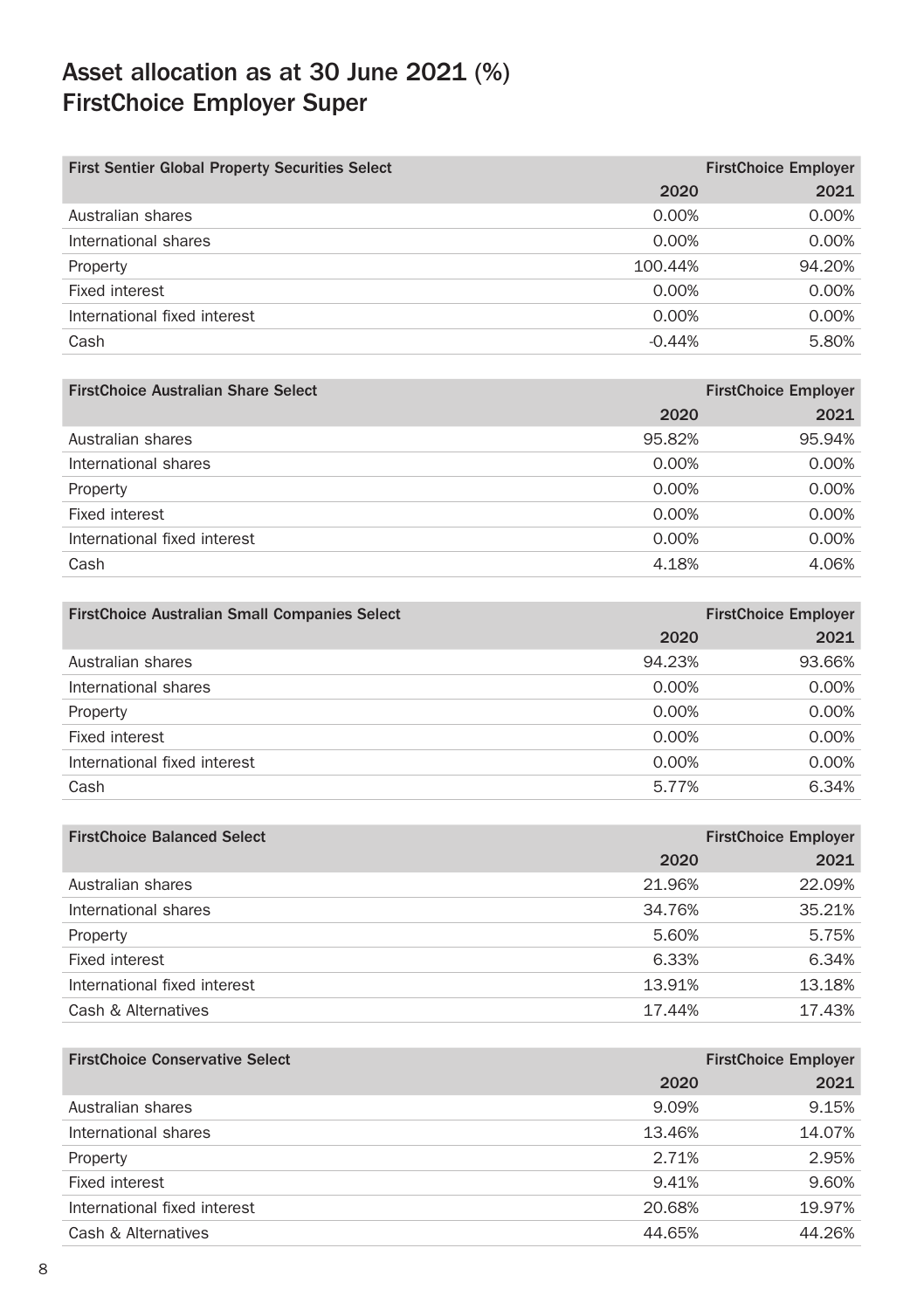# Asset allocation as at 30 June 2021 (%) FirstChoice Employer Super

| First Sentier Global Property Securities Select | FirstChoice Employer | |
|---|---|---|
| | 2020 | 2021 |
| Australian shares | 0.00% | 0.00% |
| International shares | 0.00% | 0.00% |
| Property | 100.44% | 94.20% |
| Fixed interest | 0.00% | 0.00% |
| International fixed interest | 0.00% | 0.00% |
| Cash | -0.44% | 5.80% |

| FirstChoice Australian Share Select | FirstChoice Employer | |
|---|---|---|
| | 2020 | 2021 |
| Australian shares | 95.82% | 95.94% |
| International shares | 0.00% | 0.00% |
| Property | 0.00% | 0.00% |
| Fixed interest | 0.00% | 0.00% |
| International fixed interest | 0.00% | 0.00% |
| Cash | 4.18% | 4.06% |

| FirstChoice Australian Small Companies Select | FirstChoice Employer | |
|---|---|---|
| | 2020 | 2021 |
| Australian shares | 94.23% | 93.66% |
| International shares | 0.00% | 0.00% |
| Property | 0.00% | 0.00% |
| Fixed interest | 0.00% | 0.00% |
| International fixed interest | 0.00% | 0.00% |
| Cash | 5.77% | 6.34% |

| FirstChoice Balanced Select | FirstChoice Employer | |
|---|---|---|
| | 2020 | 2021 |
| Australian shares | 21.96% | 22.09% |
| International shares | 34.76% | 35.21% |
| Property | 5.60% | 5.75% |
| Fixed interest | 6.33% | 6.34% |
| International fixed interest | 13.91% | 13.18% |
| Cash & Alternatives | 17.44% | 17.43% |

| FirstChoice Conservative Select | FirstChoice Employer | |
|---|---|---|
| | 2020 | 2021 |
| Australian shares | 9.09% | 9.15% |
| International shares | 13.46% | 14.07% |
| Property | 2.71% | 2.95% |
| Fixed interest | 9.41% | 9.60% |
| International fixed interest | 20.68% | 19.97% |
| Cash & Alternatives | 44.65% | 44.26% |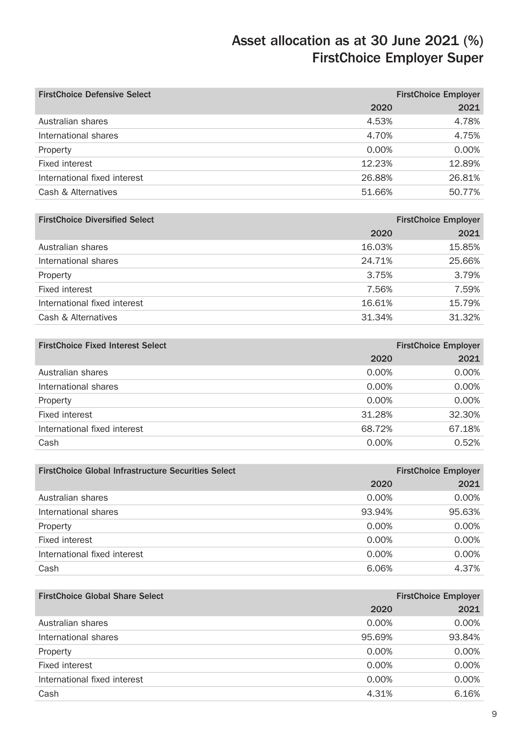# Asset allocation as at 30 June 2021 (%)
# FirstChoice Employer Super

| FirstChoice Defensive Select | FirstChoice Employer | |
|---|---|---|
| | 2020 | 2021 |
| Australian shares | 4.53% | 4.78% |
| International shares | 4.70% | 4.75% |
| Property | 0.00% | 0.00% |
| Fixed interest | 12.23% | 12.89% |
| International fixed interest | 26.88% | 26.81% |
| Cash & Alternatives | 51.66% | 50.77% |

| FirstChoice Diversified Select | FirstChoice Employer | |
|---|---|---|
| | 2020 | 2021 |
| Australian shares | 16.03% | 15.85% |
| International shares | 24.71% | 25.66% |
| Property | 3.75% | 3.79% |
| Fixed interest | 7.56% | 7.59% |
| International fixed interest | 16.61% | 15.79% |
| Cash & Alternatives | 31.34% | 31.32% |

| FirstChoice Fixed Interest Select | FirstChoice Employer | |
|---|---|---|
| | 2020 | 2021 |
| Australian shares | 0.00% | 0.00% |
| International shares | 0.00% | 0.00% |
| Property | 0.00% | 0.00% |
| Fixed interest | 31.28% | 32.30% |
| International fixed interest | 68.72% | 67.18% |
| Cash | 0.00% | 0.52% |

| FirstChoice Global Infrastructure Securities Select | FirstChoice Employer | |
|---|---|---|
| | 2020 | 2021 |
| Australian shares | 0.00% | 0.00% |
| International shares | 93.94% | 95.63% |
| Property | 0.00% | 0.00% |
| Fixed interest | 0.00% | 0.00% |
| International fixed interest | 0.00% | 0.00% |
| Cash | 6.06% | 4.37% |

| FirstChoice Global Share Select | FirstChoice Employer | |
|---|---|---|
| | 2020 | 2021 |
| Australian shares | 0.00% | 0.00% |
| International shares | 95.69% | 93.84% |
| Property | 0.00% | 0.00% |
| Fixed interest | 0.00% | 0.00% |
| International fixed interest | 0.00% | 0.00% |
| Cash | 4.31% | 6.16% |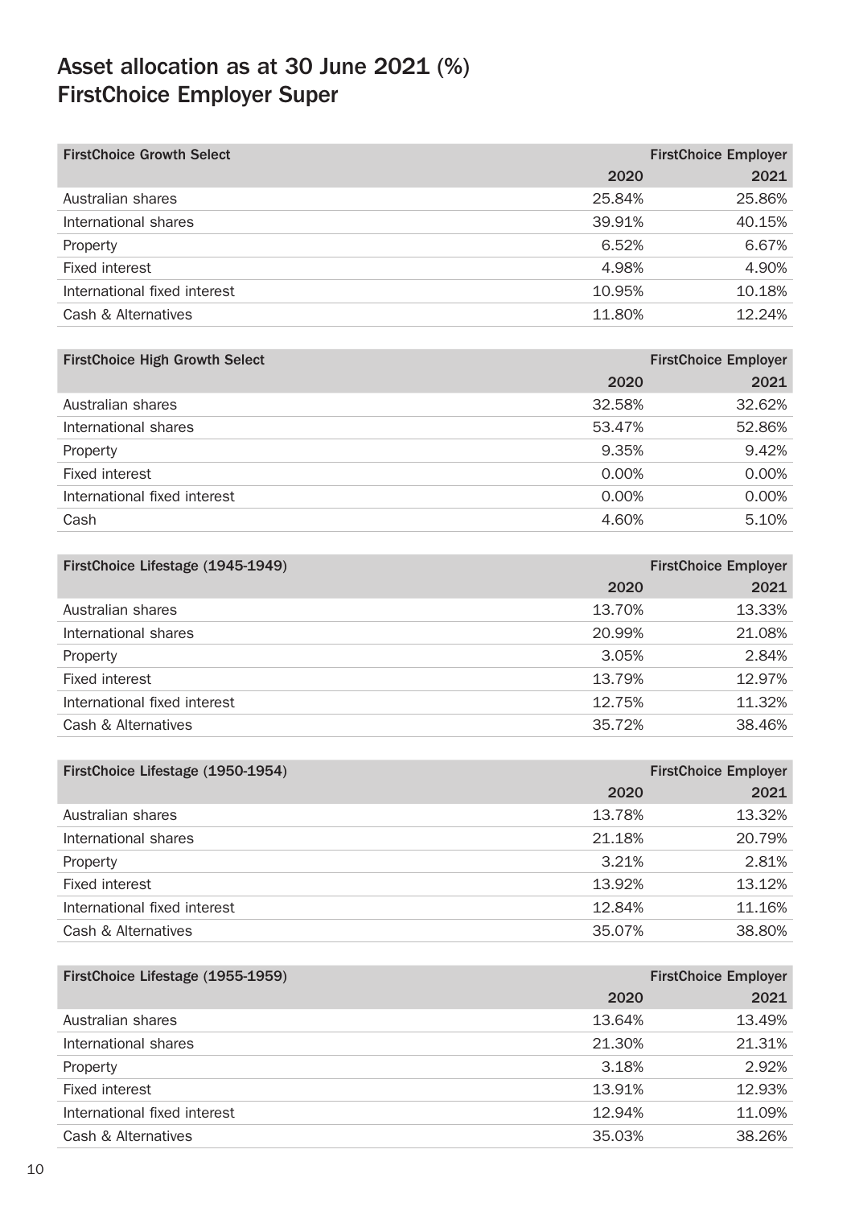# Asset allocation as at 30 June 2021 (%) FirstChoice Employer Super

| FirstChoice Growth Select | FirstChoice Employer | |
|---|---|---|
| | 2020 | 2021 |
| Australian shares | 25.84% | 25.86% |
| International shares | 39.91% | 40.15% |
| Property | 6.52% | 6.67% |
| Fixed interest | 4.98% | 4.90% |
| International fixed interest | 10.95% | 10.18% |
| Cash & Alternatives | 11.80% | 12.24% |

| FirstChoice High Growth Select | FirstChoice Employer | |
|---|---|---|
| | 2020 | 2021 |
| Australian shares | 32.58% | 32.62% |
| International shares | 53.47% | 52.86% |
| Property | 9.35% | 9.42% |
| Fixed interest | 0.00% | 0.00% |
| International fixed interest | 0.00% | 0.00% |
| Cash | 4.60% | 5.10% |

| FirstChoice Lifestage (1945-1949) | FirstChoice Employer | |
|---|---|---|
| | 2020 | 2021 |
| Australian shares | 13.70% | 13.33% |
| International shares | 20.99% | 21.08% |
| Property | 3.05% | 2.84% |
| Fixed interest | 13.79% | 12.97% |
| International fixed interest | 12.75% | 11.32% |
| Cash & Alternatives | 35.72% | 38.46% |

| FirstChoice Lifestage (1950-1954) | FirstChoice Employer | |
|---|---|---|
| | 2020 | 2021 |
| Australian shares | 13.78% | 13.32% |
| International shares | 21.18% | 20.79% |
| Property | 3.21% | 2.81% |
| Fixed interest | 13.92% | 13.12% |
| International fixed interest | 12.84% | 11.16% |
| Cash & Alternatives | 35.07% | 38.80% |

| FirstChoice Lifestage (1955-1959) | FirstChoice Employer | |
|---|---|---|
| | 2020 | 2021 |
| Australian shares | 13.64% | 13.49% |
| International shares | 21.30% | 21.31% |
| Property | 3.18% | 2.92% |
| Fixed interest | 13.91% | 12.93% |
| International fixed interest | 12.94% | 11.09% |
| Cash & Alternatives | 35.03% | 38.26% |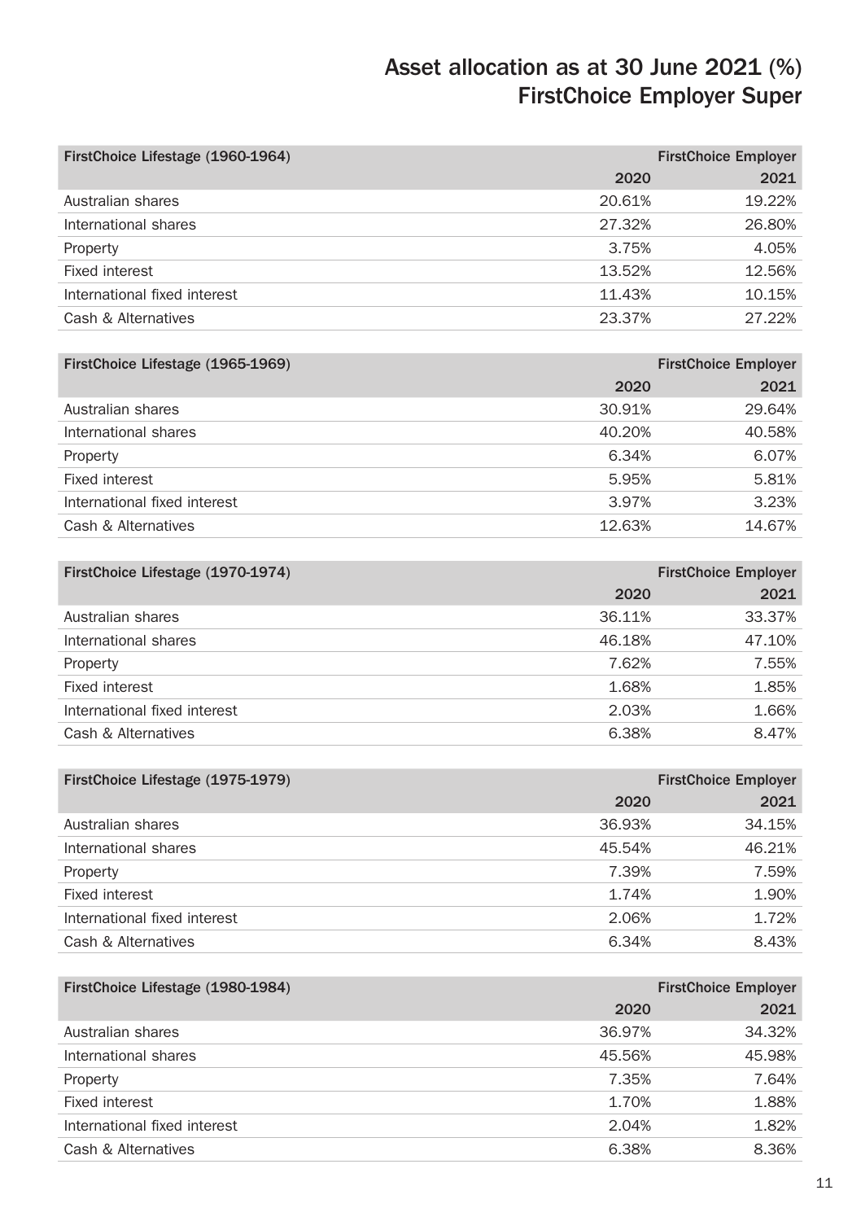# Asset allocation as at 30 June 2021 (%) FirstChoice Employer Super

| FirstChoice Lifestage (1960-1964) | FirstChoice Employer | |
|---|---|---|
| | 2020 | 2021 |
| Australian shares | 20.61% | 19.22% |
| International shares | 27.32% | 26.80% |
| Property | 3.75% | 4.05% |
| Fixed interest | 13.52% | 12.56% |
| International fixed interest | 11.43% | 10.15% |
| Cash & Alternatives | 23.37% | 27.22% |

| FirstChoice Lifestage (1965-1969) | FirstChoice Employer | |
|---|---|---|
| | 2020 | 2021 |
| Australian shares | 30.91% | 29.64% |
| International shares | 40.20% | 40.58% |
| Property | 6.34% | 6.07% |
| Fixed interest | 5.95% | 5.81% |
| International fixed interest | 3.97% | 3.23% |
| Cash & Alternatives | 12.63% | 14.67% |

| FirstChoice Lifestage (1970-1974) | FirstChoice Employer | |
|---|---|---|
| | 2020 | 2021 |
| Australian shares | 36.11% | 33.37% |
| International shares | 46.18% | 47.10% |
| Property | 7.62% | 7.55% |
| Fixed interest | 1.68% | 1.85% |
| International fixed interest | 2.03% | 1.66% |
| Cash & Alternatives | 6.38% | 8.47% |

| FirstChoice Lifestage (1975-1979) | FirstChoice Employer | |
|---|---|---|
| | 2020 | 2021 |
| Australian shares | 36.93% | 34.15% |
| International shares | 45.54% | 46.21% |
| Property | 7.39% | 7.59% |
| Fixed interest | 1.74% | 1.90% |
| International fixed interest | 2.06% | 1.72% |
| Cash & Alternatives | 6.34% | 8.43% |

| FirstChoice Lifestage (1980-1984) | FirstChoice Employer | |
|---|---|---|
| | 2020 | 2021 |
| Australian shares | 36.97% | 34.32% |
| International shares | 45.56% | 45.98% |
| Property | 7.35% | 7.64% |
| Fixed interest | 1.70% | 1.88% |
| International fixed interest | 2.04% | 1.82% |
| Cash & Alternatives | 6.38% | 8.36% |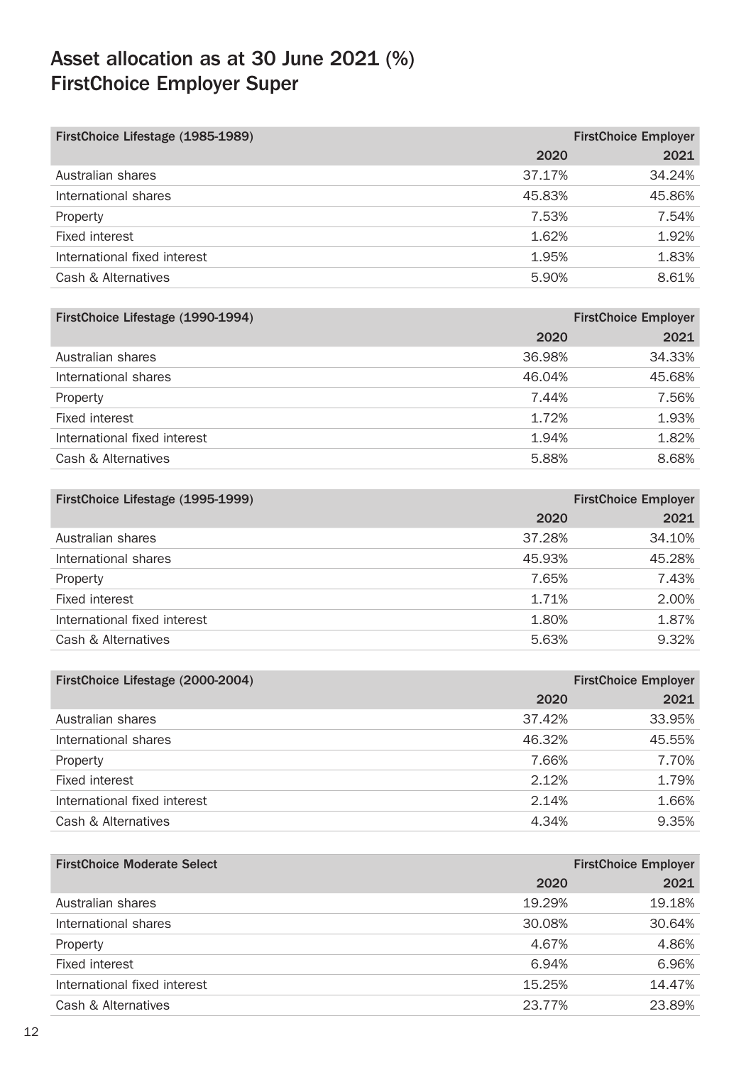# Asset allocation as at 30 June 2021 (%) FirstChoice Employer Super

| FirstChoice Lifestage (1985-1989) | FirstChoice Employer | |
|---|---|---|
| | 2020 | 2021 |
| Australian shares | 37.17% | 34.24% |
| International shares | 45.83% | 45.86% |
| Property | 7.53% | 7.54% |
| Fixed interest | 1.62% | 1.92% |
| International fixed interest | 1.95% | 1.83% |
| Cash & Alternatives | 5.90% | 8.61% |

| FirstChoice Lifestage (1990-1994) | FirstChoice Employer | |
|---|---|---|
| | 2020 | 2021 |
| Australian shares | 36.98% | 34.33% |
| International shares | 46.04% | 45.68% |
| Property | 7.44% | 7.56% |
| Fixed interest | 1.72% | 1.93% |
| International fixed interest | 1.94% | 1.82% |
| Cash & Alternatives | 5.88% | 8.68% |

| FirstChoice Lifestage (1995-1999) | FirstChoice Employer | |
|---|---|---|
| | 2020 | 2021 |
| Australian shares | 37.28% | 34.10% |
| International shares | 45.93% | 45.28% |
| Property | 7.65% | 7.43% |
| Fixed interest | 1.71% | 2.00% |
| International fixed interest | 1.80% | 1.87% |
| Cash & Alternatives | 5.63% | 9.32% |

| FirstChoice Lifestage (2000-2004) | FirstChoice Employer | |
|---|---|---|
| | 2020 | 2021 |
| Australian shares | 37.42% | 33.95% |
| International shares | 46.32% | 45.55% |
| Property | 7.66% | 7.70% |
| Fixed interest | 2.12% | 1.79% |
| International fixed interest | 2.14% | 1.66% |
| Cash & Alternatives | 4.34% | 9.35% |

| FirstChoice Moderate Select | FirstChoice Employer | |
|---|---|---|
| | 2020 | 2021 |
| Australian shares | 19.29% | 19.18% |
| International shares | 30.08% | 30.64% |
| Property | 4.67% | 4.86% |
| Fixed interest | 6.94% | 6.96% |
| International fixed interest | 15.25% | 14.47% |
| Cash & Alternatives | 23.77% | 23.89% |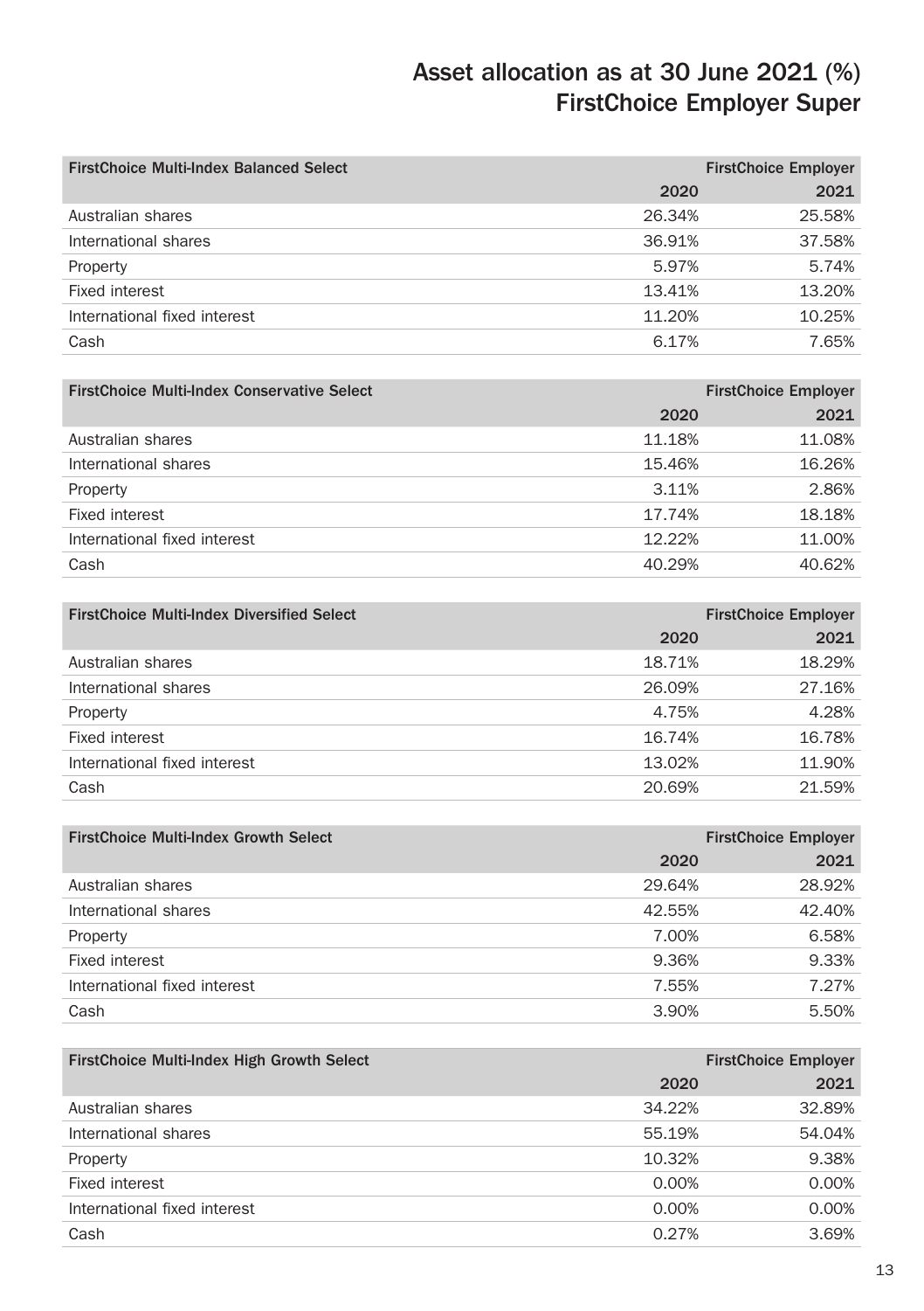# Asset allocation as at 30 June 2021 (%) FirstChoice Employer Super

| FirstChoice Multi-Index Balanced Select | FirstChoice Employer | |
|---|---|---|
| | 2020 | 2021 |
| Australian shares | 26.34% | 25.58% |
| International shares | 36.91% | 37.58% |
| Property | 5.97% | 5.74% |
| Fixed interest | 13.41% | 13.20% |
| International fixed interest | 11.20% | 10.25% |
| Cash | 6.17% | 7.65% |

| FirstChoice Multi-Index Conservative Select | FirstChoice Employer | |
|---|---|---|
| | 2020 | 2021 |
| Australian shares | 11.18% | 11.08% |
| International shares | 15.46% | 16.26% |
| Property | 3.11% | 2.86% |
| Fixed interest | 17.74% | 18.18% |
| International fixed interest | 12.22% | 11.00% |
| Cash | 40.29% | 40.62% |

| FirstChoice Multi-Index Diversified Select | FirstChoice Employer | |
|---|---|---|
| | 2020 | 2021 |
| Australian shares | 18.71% | 18.29% |
| International shares | 26.09% | 27.16% |
| Property | 4.75% | 4.28% |
| Fixed interest | 16.74% | 16.78% |
| International fixed interest | 13.02% | 11.90% |
| Cash | 20.69% | 21.59% |

| FirstChoice Multi-Index Growth Select | FirstChoice Employer | |
|---|---|---|
| | 2020 | 2021 |
| Australian shares | 29.64% | 28.92% |
| International shares | 42.55% | 42.40% |
| Property | 7.00% | 6.58% |
| Fixed interest | 9.36% | 9.33% |
| International fixed interest | 7.55% | 7.27% |
| Cash | 3.90% | 5.50% |

| FirstChoice Multi-Index High Growth Select | FirstChoice Employer | |
|---|---|---|
| | 2020 | 2021 |
| Australian shares | 34.22% | 32.89% |
| International shares | 55.19% | 54.04% |
| Property | 10.32% | 9.38% |
| Fixed interest | 0.00% | 0.00% |
| International fixed interest | 0.00% | 0.00% |
| Cash | 0.27% | 3.69% |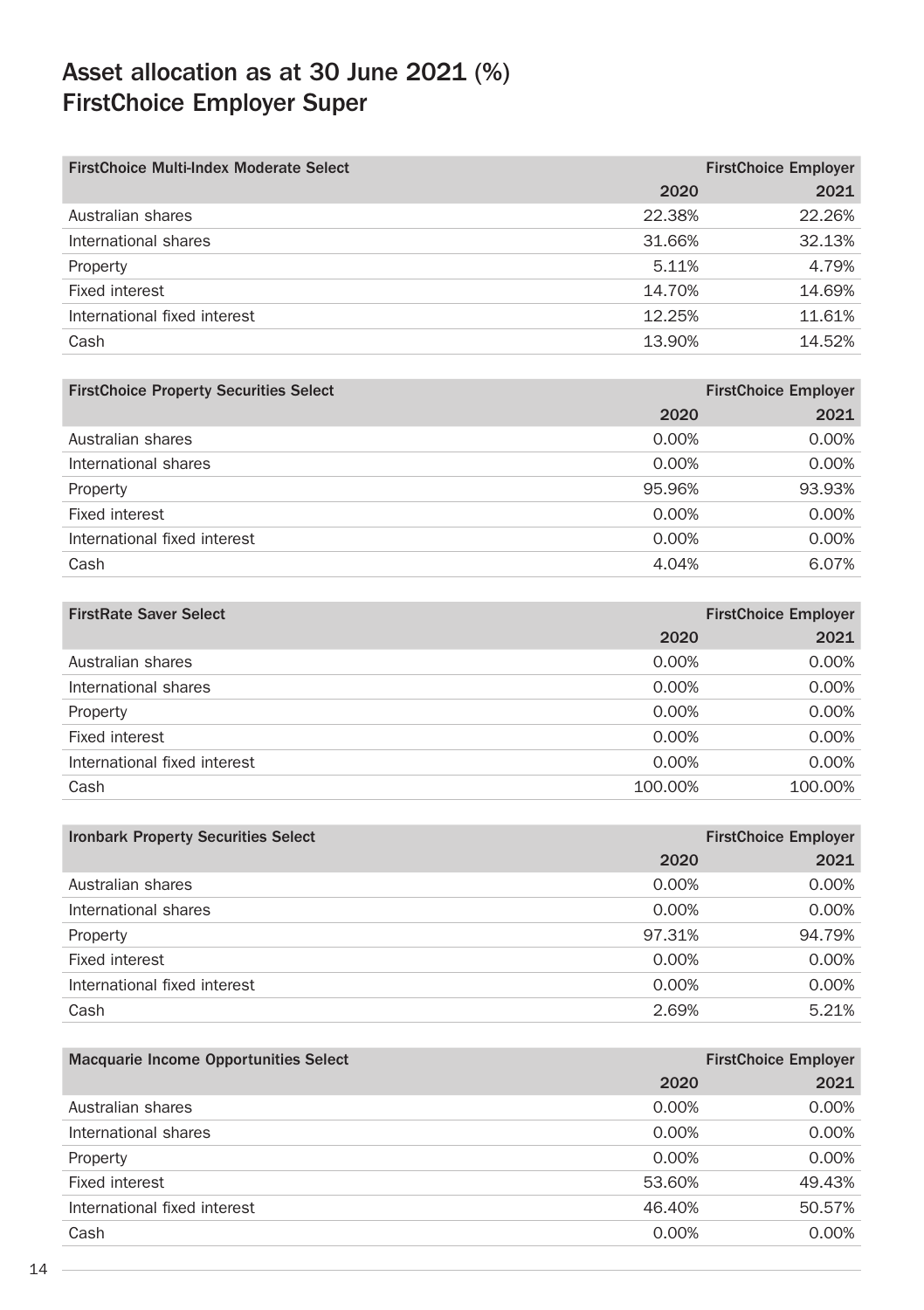# Asset allocation as at 30 June 2021 (%)
# FirstChoice Employer Super

| FirstChoice Multi-Index Moderate Select | FirstChoice Employer | |
|---|---|---|
| | 2020 | 2021 |
| Australian shares | 22.38% | 22.26% |
| International shares | 31.66% | 32.13% |
| Property | 5.11% | 4.79% |
| Fixed interest | 14.70% | 14.69% |
| International fixed interest | 12.25% | 11.61% |
| Cash | 13.90% | 14.52% |

| FirstChoice Property Securities Select | FirstChoice Employer | |
|---|---|---|
| | 2020 | 2021 |
| Australian shares | 0.00% | 0.00% |
| International shares | 0.00% | 0.00% |
| Property | 95.96% | 93.93% |
| Fixed interest | 0.00% | 0.00% |
| International fixed interest | 0.00% | 0.00% |
| Cash | 4.04% | 6.07% |

| FirstRate Saver Select | FirstChoice Employer | |
|---|---|---|
| | 2020 | 2021 |
| Australian shares | 0.00% | 0.00% |
| International shares | 0.00% | 0.00% |
| Property | 0.00% | 0.00% |
| Fixed interest | 0.00% | 0.00% |
| International fixed interest | 0.00% | 0.00% |
| Cash | 100.00% | 100.00% |

| Ironbark Property Securities Select | FirstChoice Employer | |
|---|---|---|
| | 2020 | 2021 |
| Australian shares | 0.00% | 0.00% |
| International shares | 0.00% | 0.00% |
| Property | 97.31% | 94.79% |
| Fixed interest | 0.00% | 0.00% |
| International fixed interest | 0.00% | 0.00% |
| Cash | 2.69% | 5.21% |

| Macquarie Income Opportunities Select | FirstChoice Employer | |
|---|---|---|
| | 2020 | 2021 |
| Australian shares | 0.00% | 0.00% |
| International shares | 0.00% | 0.00% |
| Property | 0.00% | 0.00% |
| Fixed interest | 53.60% | 49.43% |
| International fixed interest | 46.40% | 50.57% |
| Cash | 0.00% | 0.00% |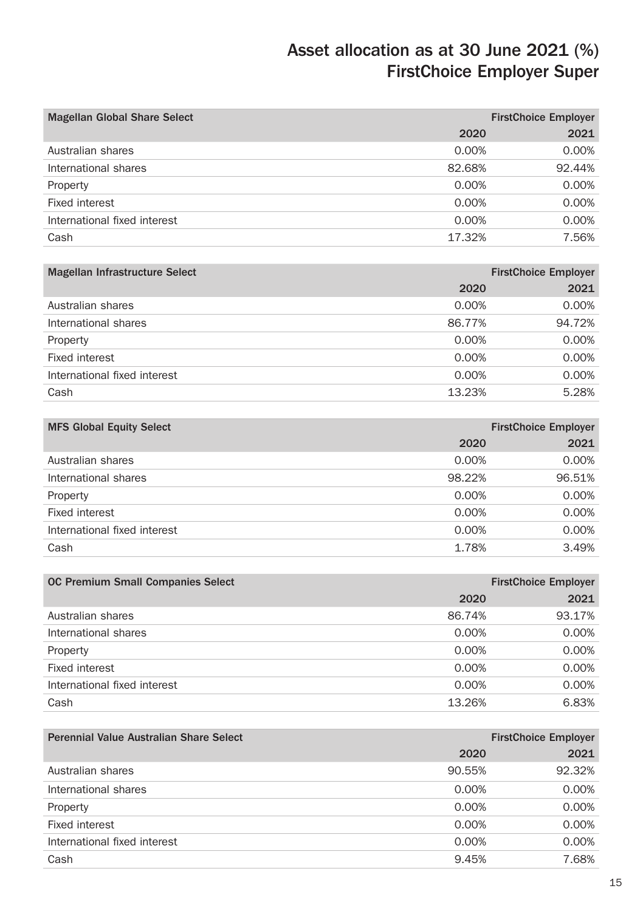# Asset allocation as at 30 June 2021 (%) FirstChoice Employer Super

| Magellan Global Share Select | FirstChoice Employer | |
|---|---|---|
| | 2020 | 2021 |
| Australian shares | 0.00% | 0.00% |
| International shares | 82.68% | 92.44% |
| Property | 0.00% | 0.00% |
| Fixed interest | 0.00% | 0.00% |
| International fixed interest | 0.00% | 0.00% |
| Cash | 17.32% | 7.56% |

| Magellan Infrastructure Select | FirstChoice Employer | |
|---|---|---|
| | 2020 | 2021 |
| Australian shares | 0.00% | 0.00% |
| International shares | 86.77% | 94.72% |
| Property | 0.00% | 0.00% |
| Fixed interest | 0.00% | 0.00% |
| International fixed interest | 0.00% | 0.00% |
| Cash | 13.23% | 5.28% |

| MFS Global Equity Select | FirstChoice Employer | |
|---|---|---|
| | 2020 | 2021 |
| Australian shares | 0.00% | 0.00% |
| International shares | 98.22% | 96.51% |
| Property | 0.00% | 0.00% |
| Fixed interest | 0.00% | 0.00% |
| International fixed interest | 0.00% | 0.00% |
| Cash | 1.78% | 3.49% |

| OC Premium Small Companies Select | FirstChoice Employer | |
|---|---|---|
| | 2020 | 2021 |
| Australian shares | 86.74% | 93.17% |
| International shares | 0.00% | 0.00% |
| Property | 0.00% | 0.00% |
| Fixed interest | 0.00% | 0.00% |
| International fixed interest | 0.00% | 0.00% |
| Cash | 13.26% | 6.83% |

| Perennial Value Australian Share Select | FirstChoice Employer | |
|---|---|---|
| | 2020 | 2021 |
| Australian shares | 90.55% | 92.32% |
| International shares | 0.00% | 0.00% |
| Property | 0.00% | 0.00% |
| Fixed interest | 0.00% | 0.00% |
| International fixed interest | 0.00% | 0.00% |
| Cash | 9.45% | 7.68% |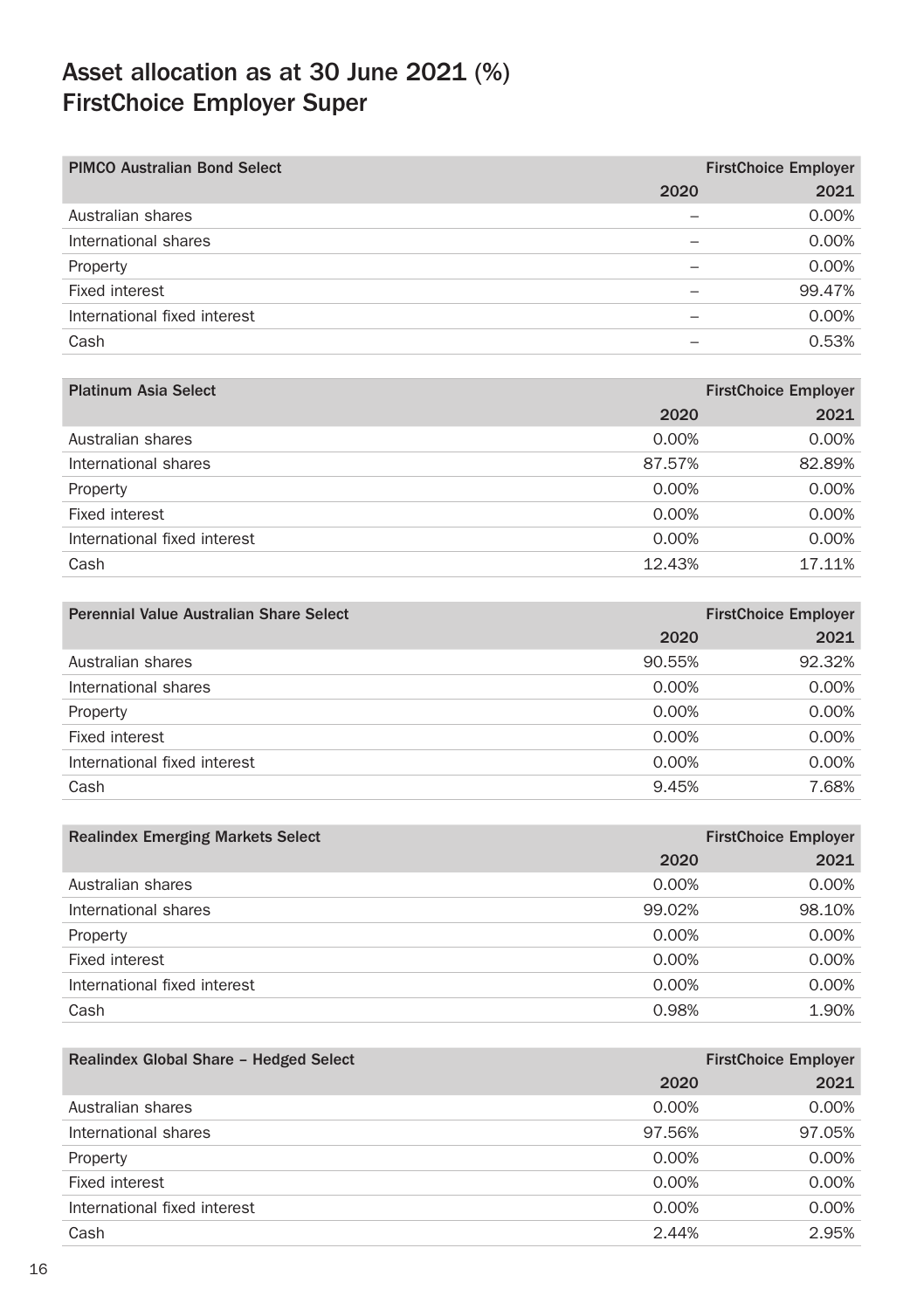# Asset allocation as at 30 June 2021 (%) FirstChoice Employer Super

| PIMCO Australian Bond Select | FirstChoice Employer | |
|---|---|---|
| | 2020 | 2021 |
| Australian shares | – | 0.00% |
| International shares | – | 0.00% |
| Property | – | 0.00% |
| Fixed interest | – | 99.47% |
| International fixed interest | – | 0.00% |
| Cash | – | 0.53% |

| Platinum Asia Select | FirstChoice Employer | |
|---|---|---|
| | 2020 | 2021 |
| Australian shares | 0.00% | 0.00% |
| International shares | 87.57% | 82.89% |
| Property | 0.00% | 0.00% |
| Fixed interest | 0.00% | 0.00% |
| International fixed interest | 0.00% | 0.00% |
| Cash | 12.43% | 17.11% |

| Perennial Value Australian Share Select | FirstChoice Employer | |
|---|---|---|
| | 2020 | 2021 |
| Australian shares | 90.55% | 92.32% |
| International shares | 0.00% | 0.00% |
| Property | 0.00% | 0.00% |
| Fixed interest | 0.00% | 0.00% |
| International fixed interest | 0.00% | 0.00% |
| Cash | 9.45% | 7.68% |

| Realindex Emerging Markets Select | FirstChoice Employer | |
|---|---|---|
| | 2020 | 2021 |
| Australian shares | 0.00% | 0.00% |
| International shares | 99.02% | 98.10% |
| Property | 0.00% | 0.00% |
| Fixed interest | 0.00% | 0.00% |
| International fixed interest | 0.00% | 0.00% |
| Cash | 0.98% | 1.90% |

| Realindex Global Share – Hedged Select | FirstChoice Employer | |
|---|---|---|
| | 2020 | 2021 |
| Australian shares | 0.00% | 0.00% |
| International shares | 97.56% | 97.05% |
| Property | 0.00% | 0.00% |
| Fixed interest | 0.00% | 0.00% |
| International fixed interest | 0.00% | 0.00% |
| Cash | 2.44% | 2.95% |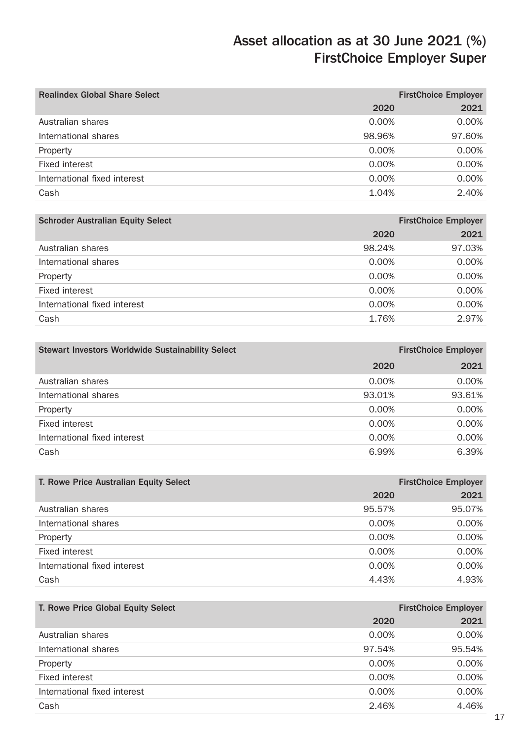# Asset allocation as at 30 June 2021 (%)
# FirstChoice Employer Super

| Realindex Global Share Select | FirstChoice Employer | |
|---|---|---|
| | 2020 | 2021 |
| Australian shares | 0.00% | 0.00% |
| International shares | 98.96% | 97.60% |
| Property | 0.00% | 0.00% |
| Fixed interest | 0.00% | 0.00% |
| International fixed interest | 0.00% | 0.00% |
| Cash | 1.04% | 2.40% |

| Schroder Australian Equity Select | FirstChoice Employer | |
|---|---|---|
| | 2020 | 2021 |
| Australian shares | 98.24% | 97.03% |
| International shares | 0.00% | 0.00% |
| Property | 0.00% | 0.00% |
| Fixed interest | 0.00% | 0.00% |
| International fixed interest | 0.00% | 0.00% |
| Cash | 1.76% | 2.97% |

| Stewart Investors Worldwide Sustainability Select | FirstChoice Employer | |
|---|---|---|
| | 2020 | 2021 |
| Australian shares | 0.00% | 0.00% |
| International shares | 93.01% | 93.61% |
| Property | 0.00% | 0.00% |
| Fixed interest | 0.00% | 0.00% |
| International fixed interest | 0.00% | 0.00% |
| Cash | 6.99% | 6.39% |

| T. Rowe Price Australian Equity Select | FirstChoice Employer | |
|---|---|---|
| | 2020 | 2021 |
| Australian shares | 95.57% | 95.07% |
| International shares | 0.00% | 0.00% |
| Property | 0.00% | 0.00% |
| Fixed interest | 0.00% | 0.00% |
| International fixed interest | 0.00% | 0.00% |
| Cash | 4.43% | 4.93% |

| T. Rowe Price Global Equity Select | FirstChoice Employer | |
|---|---|---|
| | 2020 | 2021 |
| Australian shares | 0.00% | 0.00% |
| International shares | 97.54% | 95.54% |
| Property | 0.00% | 0.00% |
| Fixed interest | 0.00% | 0.00% |
| International fixed interest | 0.00% | 0.00% |
| Cash | 2.46% | 4.46% |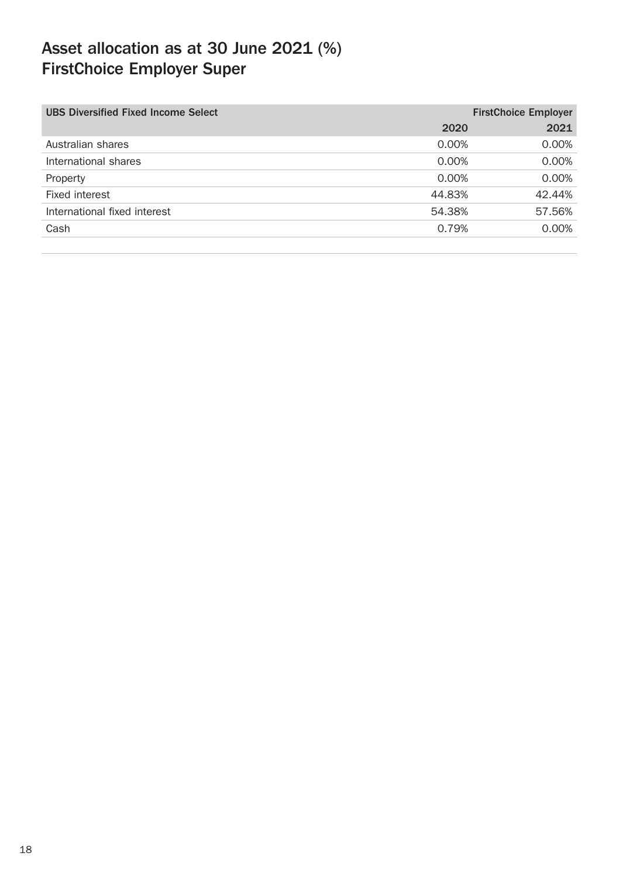## Asset allocation as at 30 June 2021 (%) FirstChoice Employer Super

| UBS Diversified Fixed Income Select | FirstChoice Employer | |
|---|---|---|
| | 2020 | 2021 |
| Australian shares | 0.00% | 0.00% |
| International shares | 0.00% | 0.00% |
| Property | 0.00% | 0.00% |
| Fixed interest | 44.83% | 42.44% |
| International fixed interest | 54.38% | 57.56% |
| Cash | 0.79% | 0.00% |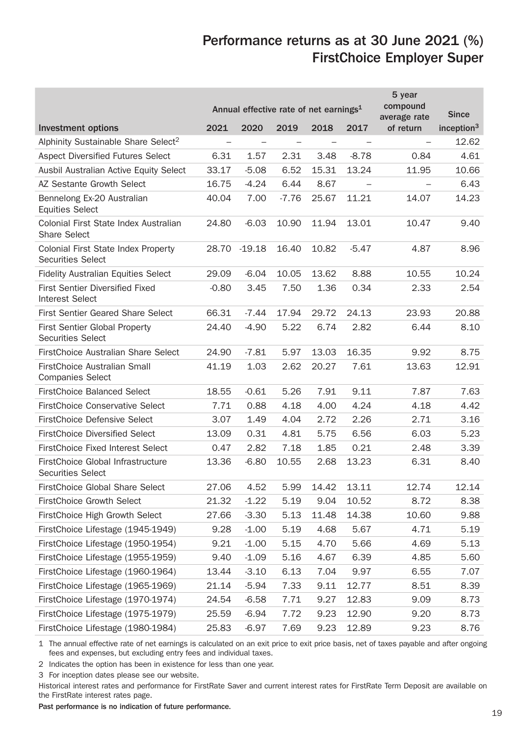# Performance returns as at 30 June 2021 (%)
## FirstChoice Employer Super

| Investment options | Annual effective rate of net earnings[1] 2021 | 2020 | 2019 | 2018 | 2017 | 5 year compound average rate of return | Since inception[3] |
|---|---|---|---|---|---|---|---|
| Alphinity Sustainable Share Select[2] | – | – | – | – | – | – | 12.62 |
| Aspect Diversified Futures Select | 6.31 | 1.57 | 2.31 | 3.48 | -8.78 | 0.84 | 4.61 |
| Ausbil Australian Active Equity Select | 33.17 | -5.08 | 6.52 | 15.31 | 13.24 | 11.95 | 10.66 |
| AZ Sestante Growth Select | 16.75 | -4.24 | 6.44 | 8.67 | – | – | 6.43 |
| Bennelong Ex-20 Australian Equities Select | 40.04 | 7.00 | -7.76 | 25.67 | 11.21 | 14.07 | 14.23 |
| Colonial First State Index Australian Share Select | 24.80 | -6.03 | 10.90 | 11.94 | 13.01 | 10.47 | 9.40 |
| Colonial First State Index Property Securities Select | 28.70 | -19.18 | 16.40 | 10.82 | -5.47 | 4.87 | 8.96 |
| Fidelity Australian Equities Select | 29.09 | -6.04 | 10.05 | 13.62 | 8.88 | 10.55 | 10.24 |
| First Sentier Diversified Fixed Interest Select | -0.80 | 3.45 | 7.50 | 1.36 | 0.34 | 2.33 | 2.54 |
| First Sentier Geared Share Select | 66.31 | -7.44 | 17.94 | 29.72 | 24.13 | 23.93 | 20.88 |
| First Sentier Global Property Securities Select | 24.40 | -4.90 | 5.22 | 6.74 | 2.82 | 6.44 | 8.10 |
| FirstChoice Australian Share Select | 24.90 | -7.81 | 5.97 | 13.03 | 16.35 | 9.92 | 8.75 |
| FirstChoice Australian Small Companies Select | 41.19 | 1.03 | 2.62 | 20.27 | 7.61 | 13.63 | 12.91 |
| FirstChoice Balanced Select | 18.55 | -0.61 | 5.26 | 7.91 | 9.11 | 7.87 | 7.63 |
| FirstChoice Conservative Select | 7.71 | 0.88 | 4.18 | 4.00 | 4.24 | 4.18 | 4.42 |
| FirstChoice Defensive Select | 3.07 | 1.49 | 4.04 | 2.72 | 2.26 | 2.71 | 3.16 |
| FirstChoice Diversified Select | 13.09 | 0.31 | 4.81 | 5.75 | 6.56 | 6.03 | 5.23 |
| FirstChoice Fixed Interest Select | 0.47 | 2.82 | 7.18 | 1.85 | 0.21 | 2.48 | 3.39 |
| FirstChoice Global Infrastructure Securities Select | 13.36 | -6.80 | 10.55 | 2.68 | 13.23 | 6.31 | 8.40 |
| FirstChoice Global Share Select | 27.06 | 4.52 | 5.99 | 14.42 | 13.11 | 12.74 | 12.14 |
| FirstChoice Growth Select | 21.32 | -1.22 | 5.19 | 9.04 | 10.52 | 8.72 | 8.38 |
| FirstChoice High Growth Select | 27.66 | -3.30 | 5.13 | 11.48 | 14.38 | 10.60 | 9.88 |
| FirstChoice Lifestage (1945-1949) | 9.28 | -1.00 | 5.19 | 4.68 | 5.67 | 4.71 | 5.19 |
| FirstChoice Lifestage (1950-1954) | 9.21 | -1.00 | 5.15 | 4.70 | 5.66 | 4.69 | 5.13 |
| FirstChoice Lifestage (1955-1959) | 9.40 | -1.09 | 5.16 | 4.67 | 6.39 | 4.85 | 5.60 |
| FirstChoice Lifestage (1960-1964) | 13.44 | -3.10 | 6.13 | 7.04 | 9.97 | 6.55 | 7.07 |
| FirstChoice Lifestage (1965-1969) | 21.14 | -5.94 | 7.33 | 9.11 | 12.77 | 8.51 | 8.39 |
| FirstChoice Lifestage (1970-1974) | 24.54 | -6.58 | 7.71 | 9.27 | 12.83 | 9.09 | 8.73 |
| FirstChoice Lifestage (1975-1979) | 25.59 | -6.94 | 7.72 | 9.23 | 12.90 | 9.20 | 8.73 |
| FirstChoice Lifestage (1980-1984) | 25.83 | -6.97 | 7.69 | 9.23 | 12.89 | 9.23 | 8.76 |

1 The annual effective rate of net earnings is calculated on an exit price to exit price basis, net of taxes payable and after ongoing fees and expenses, but excluding entry fees and individual taxes.

2 Indicates the option has been in existence for less than one year.

3 For inception dates please see our website.

Historical interest rates and performance for FirstRate Saver and current interest rates for FirstRate Term Deposit are available on the FirstRate interest rates page.

**Past performance is no indication of future performance.**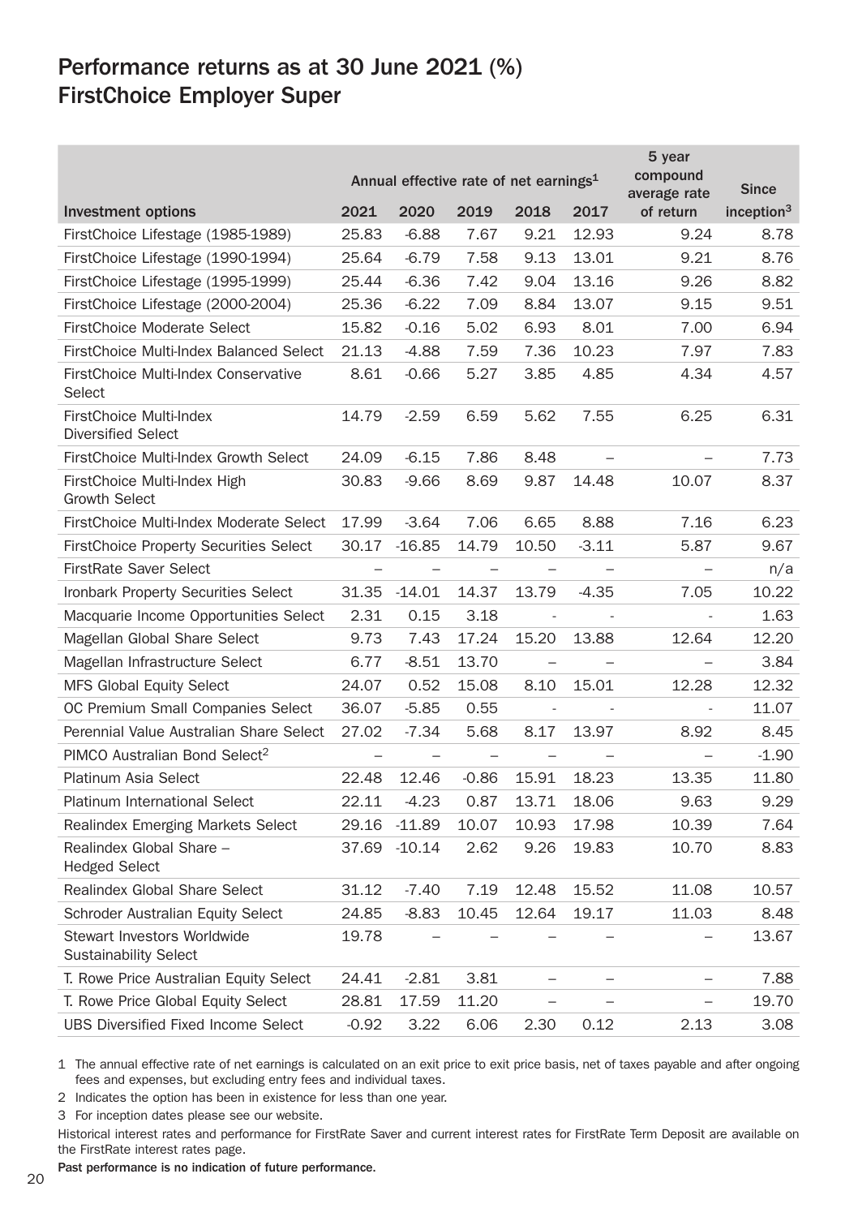# Performance returns as at 30 June 2021 (%) FirstChoice Employer Super

| Investment options | Annual effective rate of net earnings[1] | | | | | 5 year compound average rate of return | Since inception[3] |
|---|---|---|---|---|---|---|---|
| | 2021 | 2020 | 2019 | 2018 | 2017 | | |
| FirstChoice Lifestage (1985-1989) | 25.83 | -6.88 | 7.67 | 9.21 | 12.93 | 9.24 | 8.78 |
| FirstChoice Lifestage (1990-1994) | 25.64 | -6.79 | 7.58 | 9.13 | 13.01 | 9.21 | 8.76 |
| FirstChoice Lifestage (1995-1999) | 25.44 | -6.36 | 7.42 | 9.04 | 13.16 | 9.26 | 8.82 |
| FirstChoice Lifestage (2000-2004) | 25.36 | -6.22 | 7.09 | 8.84 | 13.07 | 9.15 | 9.51 |
| FirstChoice Moderate Select | 15.82 | -0.16 | 5.02 | 6.93 | 8.01 | 7.00 | 6.94 |
| FirstChoice Multi-Index Balanced Select | 21.13 | -4.88 | 7.59 | 7.36 | 10.23 | 7.97 | 7.83 |
| FirstChoice Multi-Index Conservative Select | 8.61 | -0.66 | 5.27 | 3.85 | 4.85 | 4.34 | 4.57 |
| FirstChoice Multi-Index Diversified Select | 14.79 | -2.59 | 6.59 | 5.62 | 7.55 | 6.25 | 6.31 |
| FirstChoice Multi-Index Growth Select | 24.09 | -6.15 | 7.86 | 8.48 | – | – | 7.73 |
| FirstChoice Multi-Index High Growth Select | 30.83 | -9.66 | 8.69 | 9.87 | 14.48 | 10.07 | 8.37 |
| FirstChoice Multi-Index Moderate Select | 17.99 | -3.64 | 7.06 | 6.65 | 8.88 | 7.16 | 6.23 |
| FirstChoice Property Securities Select | 30.17 | -16.85 | 14.79 | 10.50 | -3.11 | 5.87 | 9.67 |
| FirstRate Saver Select | – | – | – | – | – | – | n/a |
| Ironbark Property Securities Select | 31.35 | -14.01 | 14.37 | 13.79 | -4.35 | 7.05 | 10.22 |
| Macquarie Income Opportunities Select | 2.31 | 0.15 | 3.18 | - | - | - | 1.63 |
| Magellan Global Share Select | 9.73 | 7.43 | 17.24 | 15.20 | 13.88 | 12.64 | 12.20 |
| Magellan Infrastructure Select | 6.77 | -8.51 | 13.70 | – | – | – | 3.84 |
| MFS Global Equity Select | 24.07 | 0.52 | 15.08 | 8.10 | 15.01 | 12.28 | 12.32 |
| OC Premium Small Companies Select | 36.07 | -5.85 | 0.55 | - | - | - | 11.07 |
| Perennial Value Australian Share Select | 27.02 | -7.34 | 5.68 | 8.17 | 13.97 | 8.92 | 8.45 |
| PIMCO Australian Bond Select[2] | – | – | – | – | – | – | -1.90 |
| Platinum Asia Select | 22.48 | 12.46 | -0.86 | 15.91 | 18.23 | 13.35 | 11.80 |
| Platinum International Select | 22.11 | -4.23 | 0.87 | 13.71 | 18.06 | 9.63 | 9.29 |
| Realindex Emerging Markets Select | 29.16 | -11.89 | 10.07 | 10.93 | 17.98 | 10.39 | 7.64 |
| Realindex Global Share – Hedged Select | 37.69 | -10.14 | 2.62 | 9.26 | 19.83 | 10.70 | 8.83 |
| Realindex Global Share Select | 31.12 | -7.40 | 7.19 | 12.48 | 15.52 | 11.08 | 10.57 |
| Schroder Australian Equity Select | 24.85 | -8.83 | 10.45 | 12.64 | 19.17 | 11.03 | 8.48 |
| Stewart Investors Worldwide Sustainability Select | 19.78 | – | – | – | – | – | 13.67 |
| T. Rowe Price Australian Equity Select | 24.41 | -2.81 | 3.81 | – | – | – | 7.88 |
| T. Rowe Price Global Equity Select | 28.81 | 17.59 | 11.20 | – | – | – | 19.70 |
| UBS Diversified Fixed Income Select | -0.92 | 3.22 | 6.06 | 2.30 | 0.12 | 2.13 | 3.08 |

1 The annual effective rate of net earnings is calculated on an exit price to exit price basis, net of taxes payable and after ongoing fees and expenses, but excluding entry fees and individual taxes.

2 Indicates the option has been in existence for less than one year.

3 For inception dates please see our website.

Historical interest rates and performance for FirstRate Saver and current interest rates for FirstRate Term Deposit are available on the FirstRate interest rates page.

**Past performance is no indication of future performance.**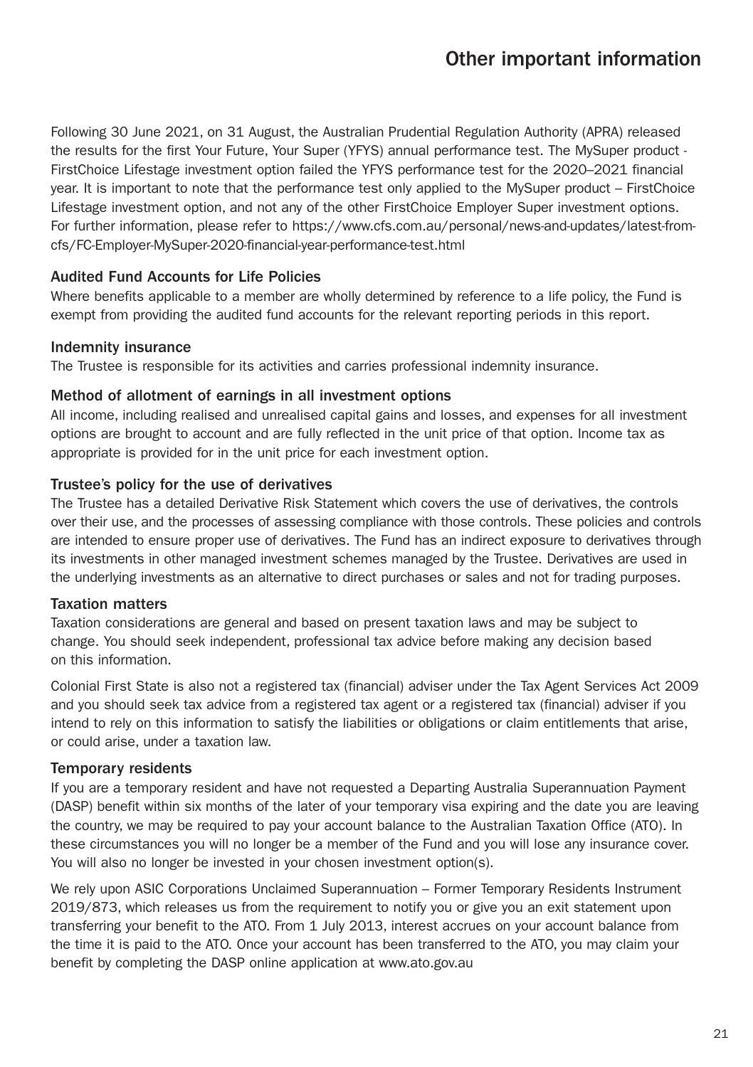# Other important information

Following 30 June 2021, on 31 August, the Australian Prudential Regulation Authority (APRA) released the results for the first Your Future, Your Super (YFYS) annual performance test. The MySuper product - FirstChoice Lifestage investment option failed the YFYS performance test for the 2020–2021 financial year. It is important to note that the performance test only applied to the MySuper product – FirstChoice Lifestage investment option, and not any of the other FirstChoice Employer Super investment options. For further information, please refer to https://www.cfs.com.au/personal/news-and-updates/latest-from-cfs/FC-Employer-MySuper-2020-financial-year-performance-test.html

### Audited Fund Accounts for Life Policies

Where benefits applicable to a member are wholly determined by reference to a life policy, the Fund is exempt from providing the audited fund accounts for the relevant reporting periods in this report.

### Indemnity insurance

The Trustee is responsible for its activities and carries professional indemnity insurance.

### Method of allotment of earnings in all investment options

All income, including realised and unrealised capital gains and losses, and expenses for all investment options are brought to account and are fully reflected in the unit price of that option. Income tax as appropriate is provided for in the unit price for each investment option.

### Trustee's policy for the use of derivatives

The Trustee has a detailed Derivative Risk Statement which covers the use of derivatives, the controls over their use, and the processes of assessing compliance with those controls. These policies and controls are intended to ensure proper use of derivatives. The Fund has an indirect exposure to derivatives through its investments in other managed investment schemes managed by the Trustee. Derivatives are used in the underlying investments as an alternative to direct purchases or sales and not for trading purposes.

### Taxation matters

Taxation considerations are general and based on present taxation laws and may be subject to change. You should seek independent, professional tax advice before making any decision based on this information.

Colonial First State is also not a registered tax (financial) adviser under the Tax Agent Services Act 2009 and you should seek tax advice from a registered tax agent or a registered tax (financial) adviser if you intend to rely on this information to satisfy the liabilities or obligations or claim entitlements that arise, or could arise, under a taxation law.

### Temporary residents

If you are a temporary resident and have not requested a Departing Australia Superannuation Payment (DASP) benefit within six months of the later of your temporary visa expiring and the date you are leaving the country, we may be required to pay your account balance to the Australian Taxation Office (ATO). In these circumstances you will no longer be a member of the Fund and you will lose any insurance cover. You will also no longer be invested in your chosen investment option(s).

We rely upon ASIC Corporations Unclaimed Superannuation – Former Temporary Residents Instrument 2019/873, which releases us from the requirement to notify you or give you an exit statement upon transferring your benefit to the ATO. From 1 July 2013, interest accrues on your account balance from the time it is paid to the ATO. Once your account has been transferred to the ATO, you may claim your benefit by completing the DASP online application at www.ato.gov.au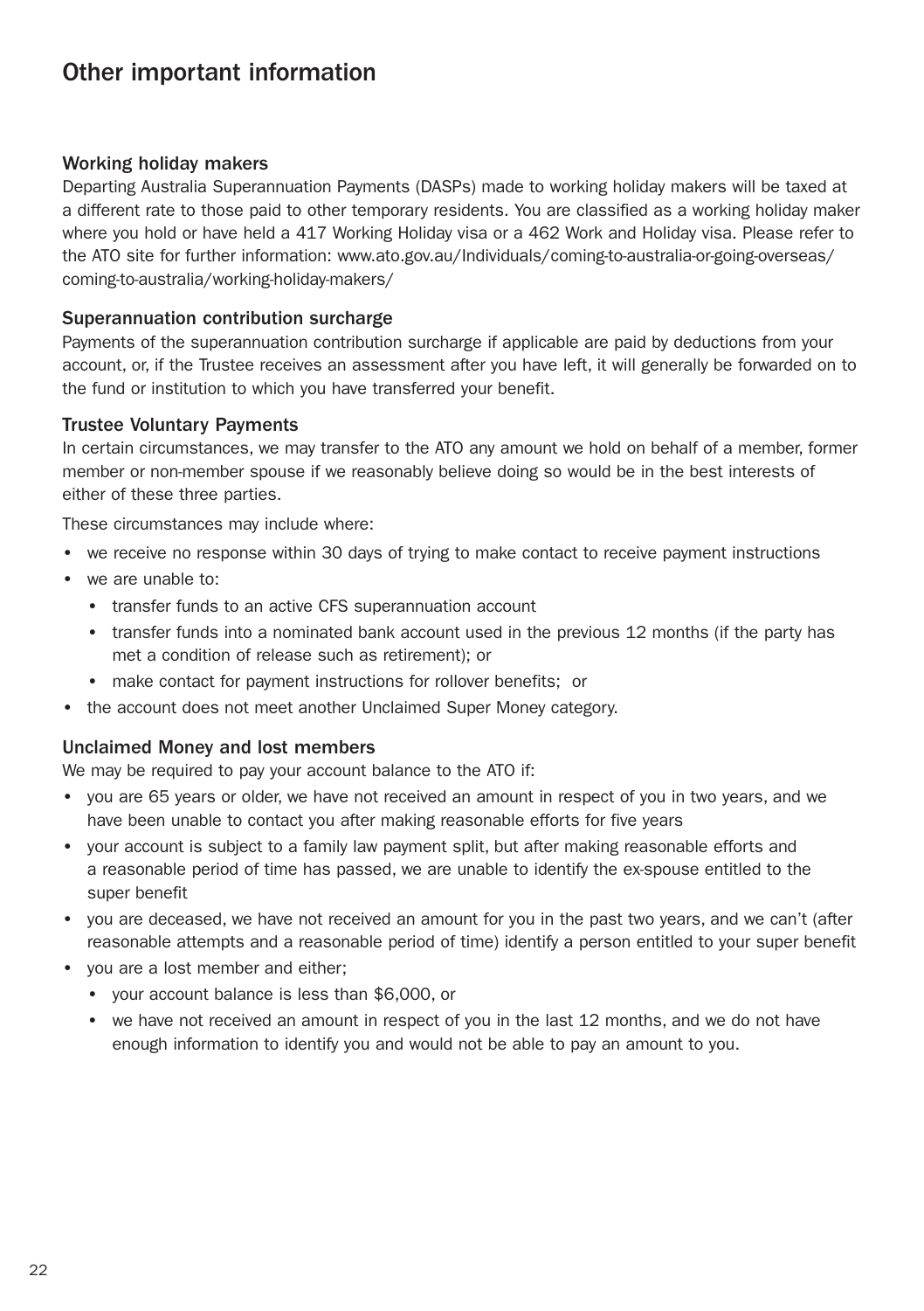# Other important information

## Working holiday makers

Departing Australia Superannuation Payments (DASPs) made to working holiday makers will be taxed at a different rate to those paid to other temporary residents. You are classified as a working holiday maker where you hold or have held a 417 Working Holiday visa or a 462 Work and Holiday visa. Please refer to the ATO site for further information: www.ato.gov.au/Individuals/coming-to-australia-or-going-overseas/coming-to-australia/working-holiday-makers/

## Superannuation contribution surcharge

Payments of the superannuation contribution surcharge if applicable are paid by deductions from your account, or, if the Trustee receives an assessment after you have left, it will generally be forwarded on to the fund or institution to which you have transferred your benefit.

## Trustee Voluntary Payments

In certain circumstances, we may transfer to the ATO any amount we hold on behalf of a member, former member or non-member spouse if we reasonably believe doing so would be in the best interests of either of these three parties.

These circumstances may include where:

- we receive no response within 30 days of trying to make contact to receive payment instructions
- we are unable to:
  - transfer funds to an active CFS superannuation account
  - transfer funds into a nominated bank account used in the previous 12 months (if the party has met a condition of release such as retirement); or
  - make contact for payment instructions for rollover benefits;  or
- the account does not meet another Unclaimed Super Money category.

## Unclaimed Money and lost members

We may be required to pay your account balance to the ATO if:

- you are 65 years or older, we have not received an amount in respect of you in two years, and we have been unable to contact you after making reasonable efforts for five years
- your account is subject to a family law payment split, but after making reasonable efforts and a reasonable period of time has passed, we are unable to identify the ex-spouse entitled to the super benefit
- you are deceased, we have not received an amount for you in the past two years, and we can't (after reasonable attempts and a reasonable period of time) identify a person entitled to your super benefit
- you are a lost member and either;
  - your account balance is less than $6,000, or
  - we have not received an amount in respect of you in the last 12 months, and we do not have enough information to identify you and would not be able to pay an amount to you.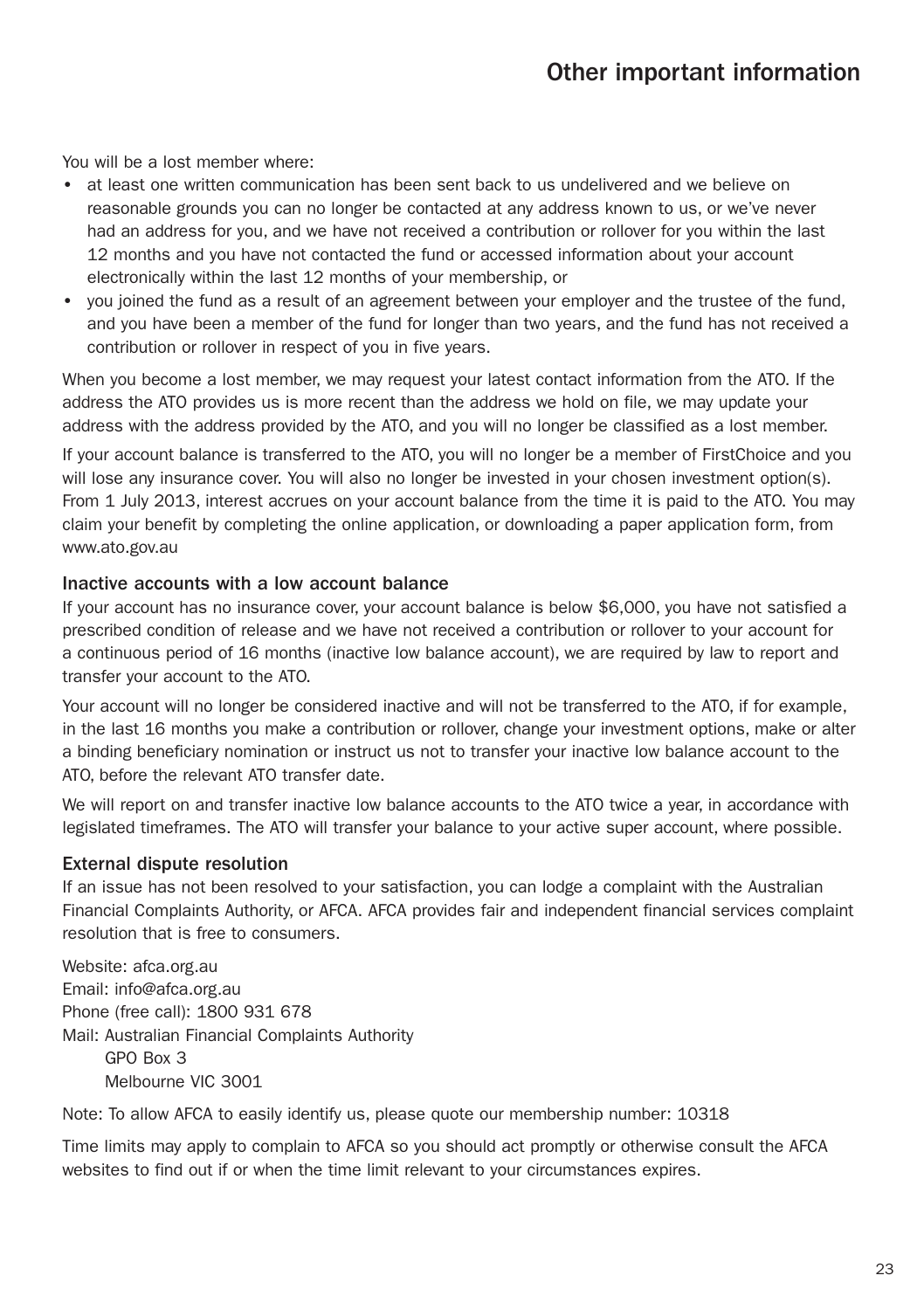You will be a lost member where:

- at least one written communication has been sent back to us undelivered and we believe on reasonable grounds you can no longer be contacted at any address known to us, or we've never had an address for you, and we have not received a contribution or rollover for you within the last 12 months and you have not contacted the fund or accessed information about your account electronically within the last 12 months of your membership, or
- you joined the fund as a result of an agreement between your employer and the trustee of the fund, and you have been a member of the fund for longer than two years, and the fund has not received a contribution or rollover in respect of you in five years.

When you become a lost member, we may request your latest contact information from the ATO. If the address the ATO provides us is more recent than the address we hold on file, we may update your address with the address provided by the ATO, and you will no longer be classified as a lost member.

If your account balance is transferred to the ATO, you will no longer be a member of FirstChoice and you will lose any insurance cover. You will also no longer be invested in your chosen investment option(s). From 1 July 2013, interest accrues on your account balance from the time it is paid to the ATO. You may claim your benefit by completing the online application, or downloading a paper application form, from www.ato.gov.au

### Inactive accounts with a low account balance

If your account has no insurance cover, your account balance is below $6,000, you have not satisfied a prescribed condition of release and we have not received a contribution or rollover to your account for a continuous period of 16 months (inactive low balance account), we are required by law to report and transfer your account to the ATO.

Your account will no longer be considered inactive and will not be transferred to the ATO, if for example, in the last 16 months you make a contribution or rollover, change your investment options, make or alter a binding beneficiary nomination or instruct us not to transfer your inactive low balance account to the ATO, before the relevant ATO transfer date.

We will report on and transfer inactive low balance accounts to the ATO twice a year, in accordance with legislated timeframes. The ATO will transfer your balance to your active super account, where possible.

### External dispute resolution

If an issue has not been resolved to your satisfaction, you can lodge a complaint with the Australian Financial Complaints Authority, or AFCA. AFCA provides fair and independent financial services complaint resolution that is free to consumers.

Website: afca.org.au
Email: info@afca.org.au
Phone (free call): 1800 931 678
Mail: Australian Financial Complaints Authority
GPO Box 3
Melbourne VIC 3001

Note: To allow AFCA to easily identify us, please quote our membership number: 10318

Time limits may apply to complain to AFCA so you should act promptly or otherwise consult the AFCA websites to find out if or when the time limit relevant to your circumstances expires.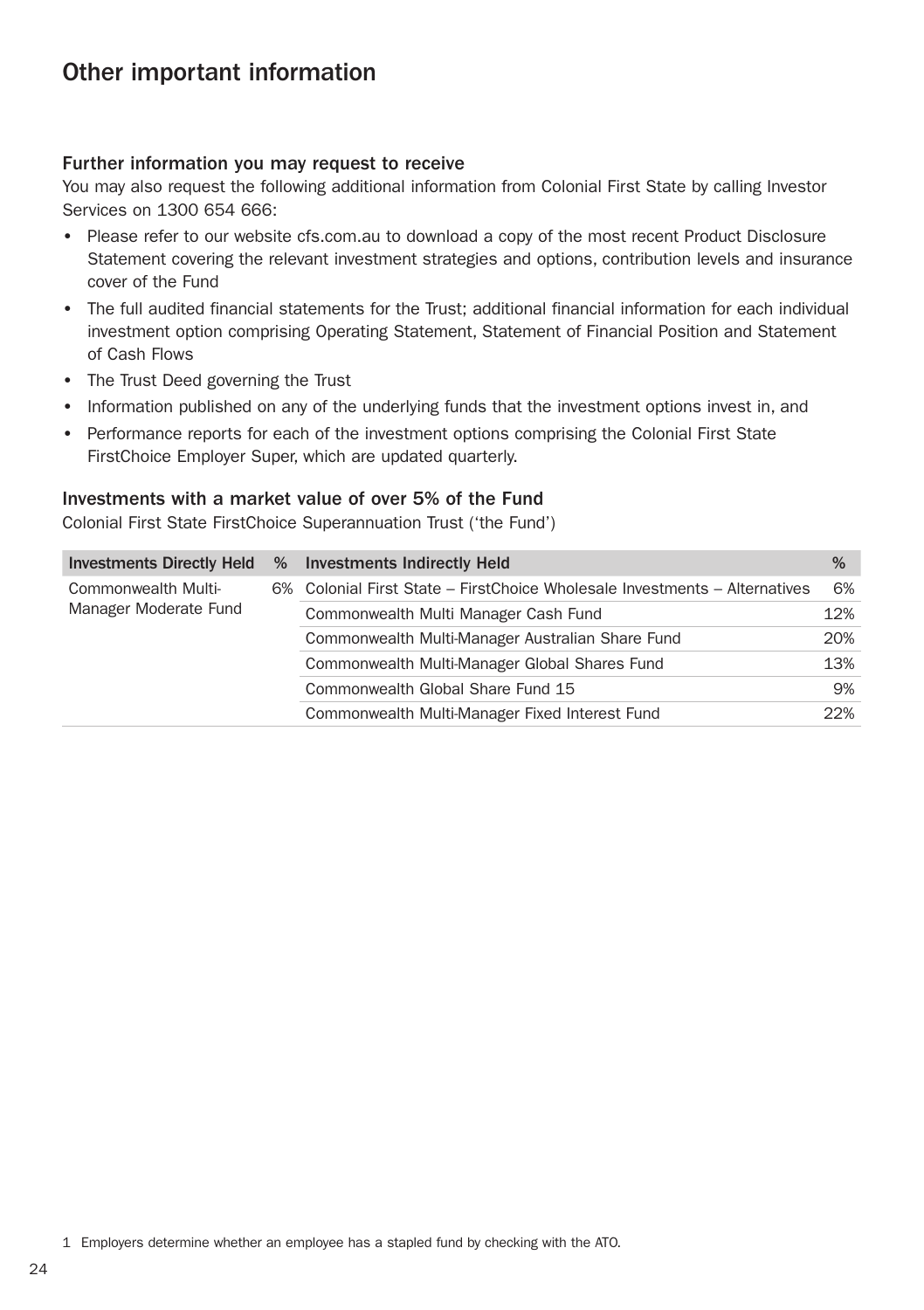## Other important information

### Further information you may request to receive

You may also request the following additional information from Colonial First State by calling Investor Services on 1300 654 666:

- Please refer to our website cfs.com.au to download a copy of the most recent Product Disclosure Statement covering the relevant investment strategies and options, contribution levels and insurance cover of the Fund
- The full audited financial statements for the Trust; additional financial information for each individual investment option comprising Operating Statement, Statement of Financial Position and Statement of Cash Flows
- The Trust Deed governing the Trust
- Information published on any of the underlying funds that the investment options invest in, and
- Performance reports for each of the investment options comprising the Colonial First State FirstChoice Employer Super, which are updated quarterly.

### Investments with a market value of over 5% of the Fund

Colonial First State FirstChoice Superannuation Trust ('the Fund')

| Investments Directly Held | % | Investments Indirectly Held | % |
|---|---|---|---|
| Commonwealth Multi-Manager Moderate Fund | 6% | Colonial First State – FirstChoice Wholesale Investments – Alternatives | 6% |
| | | Commonwealth Multi Manager Cash Fund | 12% |
| | | Commonwealth Multi-Manager Australian Share Fund | 20% |
| | | Commonwealth Multi-Manager Global Shares Fund | 13% |
| | | Commonwealth Global Share Fund 15 | 9% |
| | | Commonwealth Multi-Manager Fixed Interest Fund | 22% |

1 Employers determine whether an employee has a stapled fund by checking with the ATO.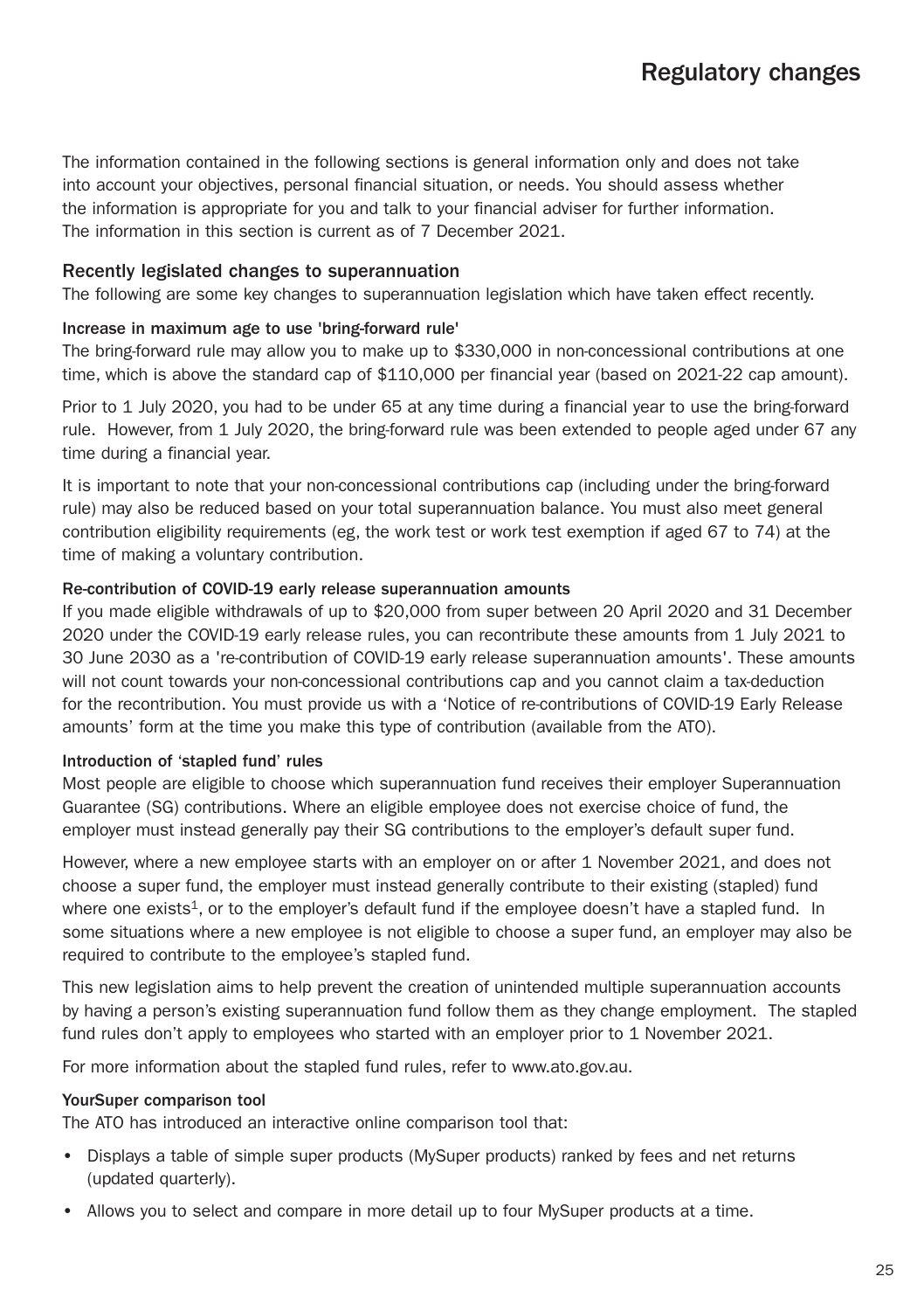# Regulatory changes

The information contained in the following sections is general information only and does not take into account your objectives, personal financial situation, or needs. You should assess whether the information is appropriate for you and talk to your financial adviser for further information. The information in this section is current as of 7 December 2021.

## Recently legislated changes to superannuation

The following are some key changes to superannuation legislation which have taken effect recently.

### Increase in maximum age to use 'bring-forward rule'

The bring-forward rule may allow you to make up to $330,000 in non-concessional contributions at one time, which is above the standard cap of $110,000 per financial year (based on 2021-22 cap amount).

Prior to 1 July 2020, you had to be under 65 at any time during a financial year to use the bring-forward rule. However, from 1 July 2020, the bring-forward rule was been extended to people aged under 67 any time during a financial year.

It is important to note that your non-concessional contributions cap (including under the bring-forward rule) may also be reduced based on your total superannuation balance. You must also meet general contribution eligibility requirements (eg, the work test or work test exemption if aged 67 to 74) at the time of making a voluntary contribution.

### Re-contribution of COVID-19 early release superannuation amounts

If you made eligible withdrawals of up to $20,000 from super between 20 April 2020 and 31 December 2020 under the COVID-19 early release rules, you can recontribute these amounts from 1 July 2021 to 30 June 2030 as a 're-contribution of COVID-19 early release superannuation amounts'. These amounts will not count towards your non-concessional contributions cap and you cannot claim a tax-deduction for the recontribution. You must provide us with a 'Notice of re-contributions of COVID-19 Early Release amounts' form at the time you make this type of contribution (available from the ATO).

### Introduction of 'stapled fund' rules

Most people are eligible to choose which superannuation fund receives their employer Superannuation Guarantee (SG) contributions. Where an eligible employee does not exercise choice of fund, the employer must instead generally pay their SG contributions to the employer's default super fund.

However, where a new employee starts with an employer on or after 1 November 2021, and does not choose a super fund, the employer must instead generally contribute to their existing (stapled) fund where one exists[1], or to the employer's default fund if the employee doesn't have a stapled fund. In some situations where a new employee is not eligible to choose a super fund, an employer may also be required to contribute to the employee's stapled fund.

This new legislation aims to help prevent the creation of unintended multiple superannuation accounts by having a person's existing superannuation fund follow them as they change employment. The stapled fund rules don't apply to employees who started with an employer prior to 1 November 2021.

For more information about the stapled fund rules, refer to www.ato.gov.au.

### YourSuper comparison tool

The ATO has introduced an interactive online comparison tool that:

- Displays a table of simple super products (MySuper products) ranked by fees and net returns (updated quarterly).
- Allows you to select and compare in more detail up to four MySuper products at a time.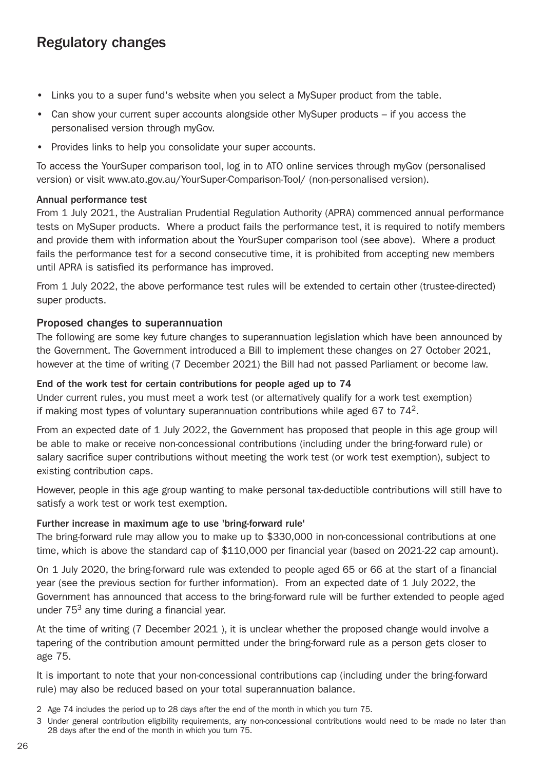# Regulatory changes

- Links you to a super fund's website when you select a MySuper product from the table.
- Can show your current super accounts alongside other MySuper products – if you access the personalised version through myGov.
- Provides links to help you consolidate your super accounts.

To access the YourSuper comparison tool, log in to ATO online services through myGov (personalised version) or visit www.ato.gov.au/YourSuper-Comparison-Tool/ (non-personalised version).

**Annual performance test**

From 1 July 2021, the Australian Prudential Regulation Authority (APRA) commenced annual performance tests on MySuper products. Where a product fails the performance test, it is required to notify members and provide them with information about the YourSuper comparison tool (see above). Where a product fails the performance test for a second consecutive time, it is prohibited from accepting new members until APRA is satisfied its performance has improved.

From 1 July 2022, the above performance test rules will be extended to certain other (trustee-directed) super products.

## Proposed changes to superannuation

The following are some key future changes to superannuation legislation which have been announced by the Government. The Government introduced a Bill to implement these changes on 27 October 2021, however at the time of writing (7 December 2021) the Bill had not passed Parliament or become law.

**End of the work test for certain contributions for people aged up to 74**

Under current rules, you must meet a work test (or alternatively qualify for a work test exemption) if making most types of voluntary superannuation contributions while aged 67 to 74[2].

From an expected date of 1 July 2022, the Government has proposed that people in this age group will be able to make or receive non-concessional contributions (including under the bring-forward rule) or salary sacrifice super contributions without meeting the work test (or work test exemption), subject to existing contribution caps.

However, people in this age group wanting to make personal tax-deductible contributions will still have to satisfy a work test or work test exemption.

**Further increase in maximum age to use 'bring-forward rule'**

The bring-forward rule may allow you to make up to $330,000 in non-concessional contributions at one time, which is above the standard cap of $110,000 per financial year (based on 2021-22 cap amount).

On 1 July 2020, the bring-forward rule was extended to people aged 65 or 66 at the start of a financial year (see the previous section for further information). From an expected date of 1 July 2022, the Government has announced that access to the bring-forward rule will be further extended to people aged under 75[3] any time during a financial year.

At the time of writing (7 December 2021 ), it is unclear whether the proposed change would involve a tapering of the contribution amount permitted under the bring-forward rule as a person gets closer to age 75.

It is important to note that your non-concessional contributions cap (including under the bring-forward rule) may also be reduced based on your total superannuation balance.

2 Age 74 includes the period up to 28 days after the end of the month in which you turn 75.

3 Under general contribution eligibility requirements, any non-concessional contributions would need to be made no later than 28 days after the end of the month in which you turn 75.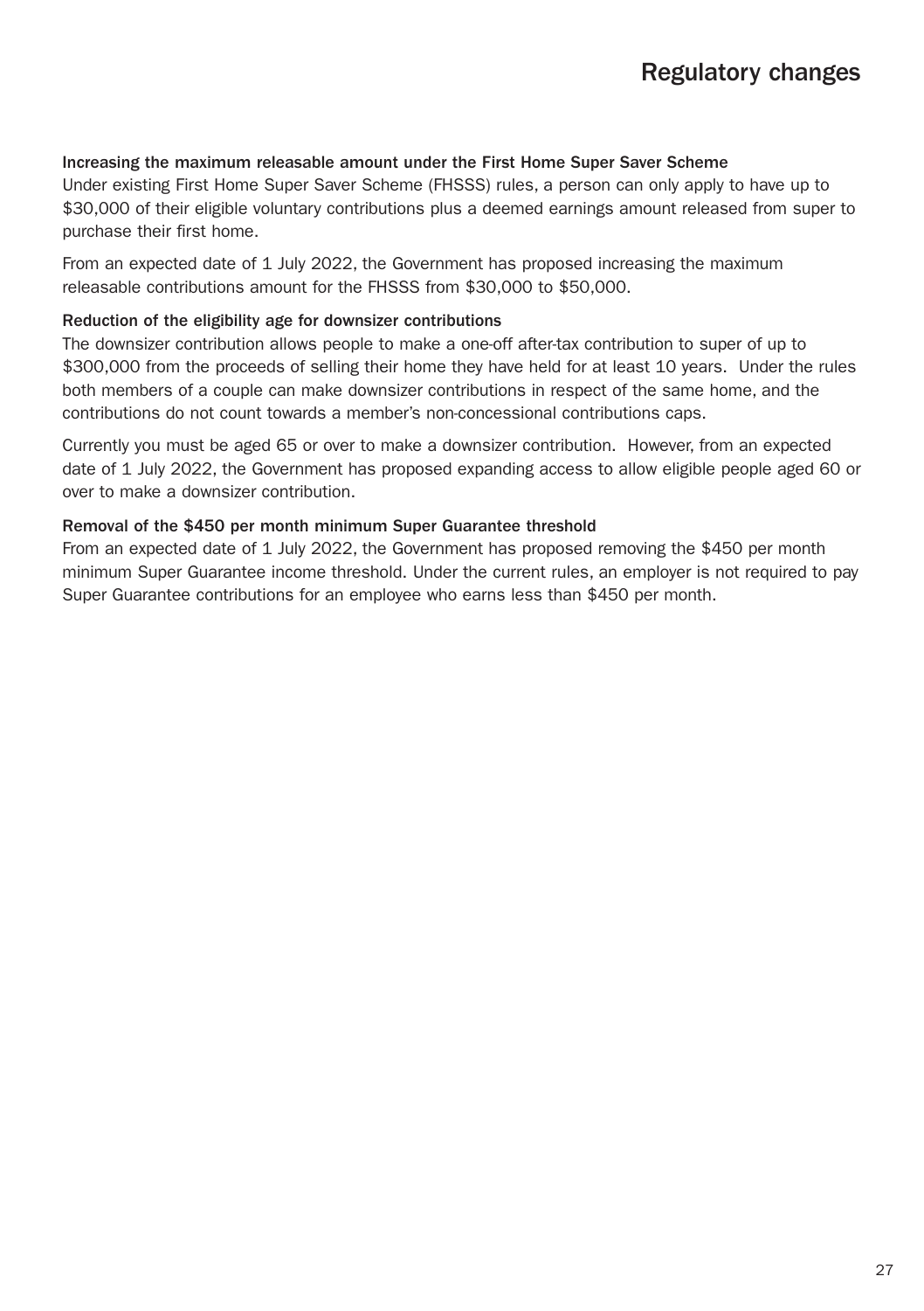# Regulatory changes

**Increasing the maximum releasable amount under the First Home Super Saver Scheme**

Under existing First Home Super Saver Scheme (FHSSS) rules, a person can only apply to have up to $30,000 of their eligible voluntary contributions plus a deemed earnings amount released from super to purchase their first home.

From an expected date of 1 July 2022, the Government has proposed increasing the maximum releasable contributions amount for the FHSSS from $30,000 to $50,000.

**Reduction of the eligibility age for downsizer contributions**

The downsizer contribution allows people to make a one-off after-tax contribution to super of up to $300,000 from the proceeds of selling their home they have held for at least 10 years. Under the rules both members of a couple can make downsizer contributions in respect of the same home, and the contributions do not count towards a member's non-concessional contributions caps.

Currently you must be aged 65 or over to make a downsizer contribution. However, from an expected date of 1 July 2022, the Government has proposed expanding access to allow eligible people aged 60 or over to make a downsizer contribution.

**Removal of the $450 per month minimum Super Guarantee threshold**

From an expected date of 1 July 2022, the Government has proposed removing the $450 per month minimum Super Guarantee income threshold. Under the current rules, an employer is not required to pay Super Guarantee contributions for an employee who earns less than $450 per month.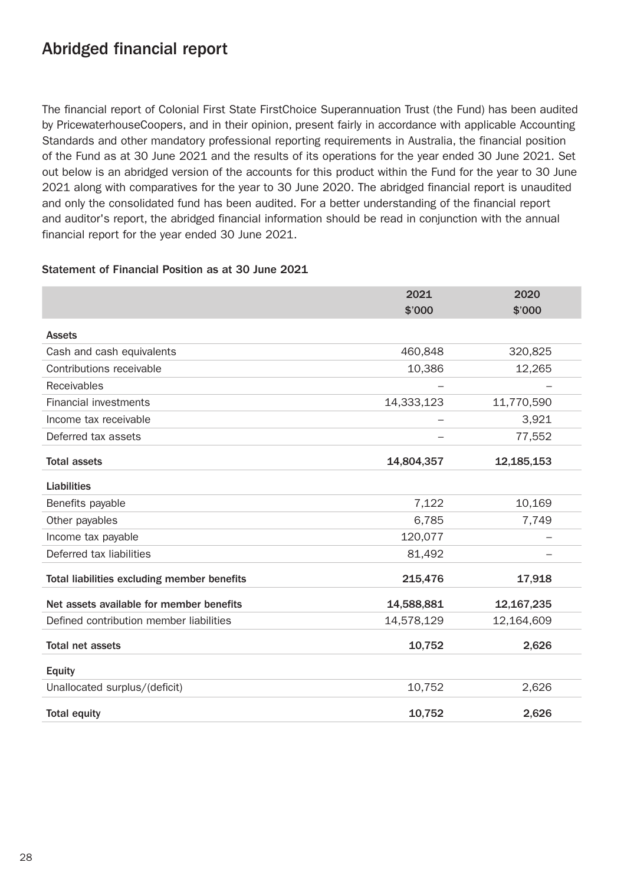# Abridged financial report

The financial report of Colonial First State FirstChoice Superannuation Trust (the Fund) has been audited by PricewaterhouseCoopers, and in their opinion, present fairly in accordance with applicable Accounting Standards and other mandatory professional reporting requirements in Australia, the financial position of the Fund as at 30 June 2021 and the results of its operations for the year ended 30 June 2021. Set out below is an abridged version of the accounts for this product within the Fund for the year to 30 June 2021 along with comparatives for the year to 30 June 2020. The abridged financial report is unaudited and only the consolidated fund has been audited. For a better understanding of the financial report and auditor's report, the abridged financial information should be read in conjunction with the annual financial report for the year ended 30 June 2021.

**Statement of Financial Position as at 30 June 2021**

| | 2021 $'000 | 2020 $'000 |
|---|---|---|
| **Assets** | | |
| Cash and cash equivalents | 460,848 | 320,825 |
| Contributions receivable | 10,386 | 12,265 |
| Receivables | – | – |
| Financial investments | 14,333,123 | 11,770,590 |
| Income tax receivable | – | 3,921 |
| Deferred tax assets | – | 77,552 |
| **Total assets** | **14,804,357** | **12,185,153** |
| **Liabilities** | | |
| Benefits payable | 7,122 | 10,169 |
| Other payables | 6,785 | 7,749 |
| Income tax payable | 120,077 | – |
| Deferred tax liabilities | 81,492 | – |
| **Total liabilities excluding member benefits** | **215,476** | **17,918** |
| **Net assets available for member benefits** | **14,588,881** | **12,167,235** |
| Defined contribution member liabilities | 14,578,129 | 12,164,609 |
| **Total net assets** | **10,752** | **2,626** |
| **Equity** | | |
| Unallocated surplus/(deficit) | 10,752 | 2,626 |
| **Total equity** | **10,752** | **2,626** |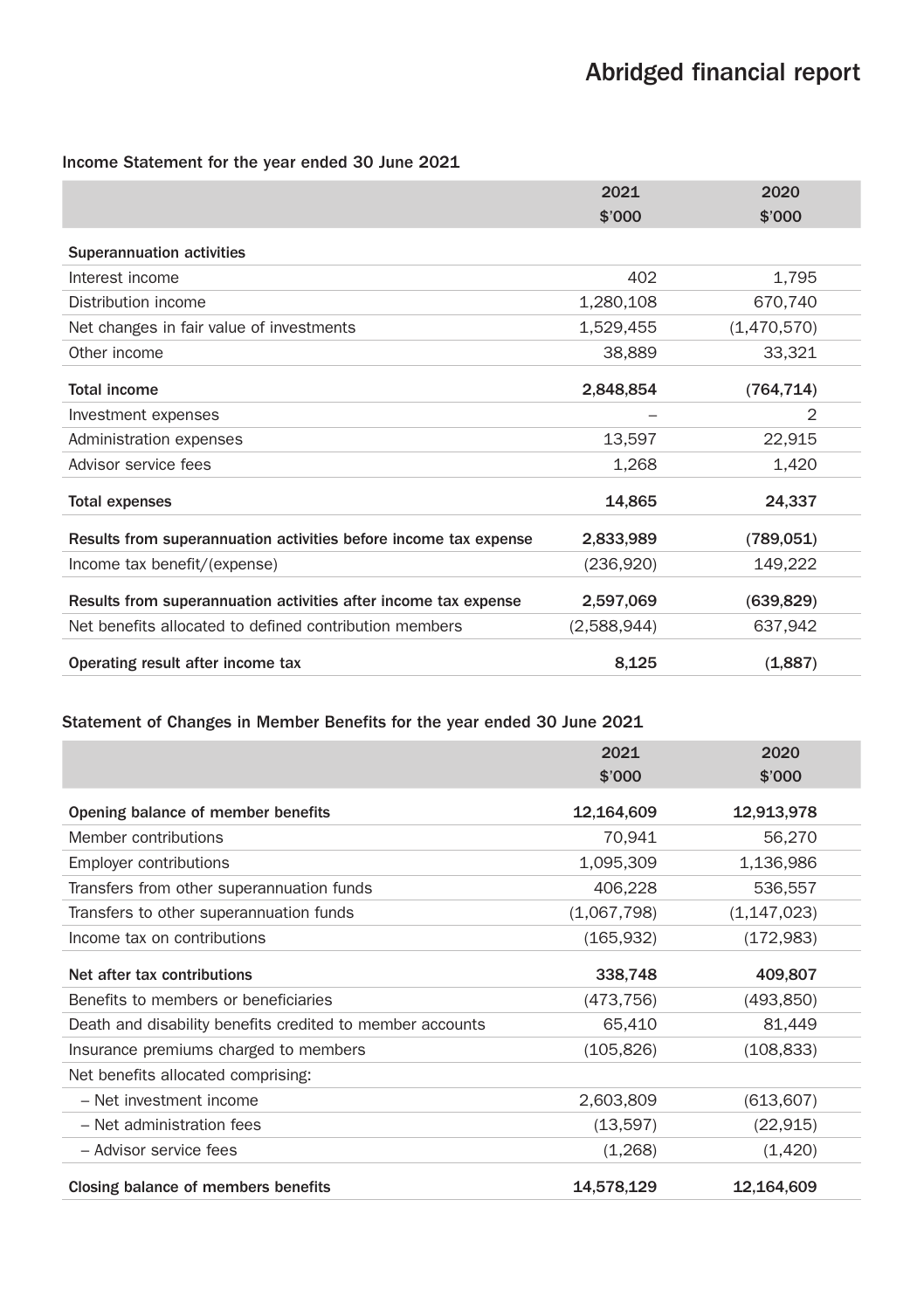# Abridged financial report

## Income Statement for the year ended 30 June 2021

| | 2021 $'000 | 2020 $'000 |
|---|---|---|
| **Superannuation activities** | | |
| Interest income | 402 | 1,795 |
| Distribution income | 1,280,108 | 670,740 |
| Net changes in fair value of investments | 1,529,455 | (1,470,570) |
| Other income | 38,889 | 33,321 |
| **Total income** | **2,848,854** | **(764,714)** |
| Investment expenses | – | 2 |
| Administration expenses | 13,597 | 22,915 |
| Advisor service fees | 1,268 | 1,420 |
| **Total expenses** | **14,865** | **24,337** |
| **Results from superannuation activities before income tax expense** | **2,833,989** | **(789,051)** |
| Income tax benefit/(expense) | (236,920) | 149,222 |
| **Results from superannuation activities after income tax expense** | **2,597,069** | **(639,829)** |
| Net benefits allocated to defined contribution members | (2,588,944) | 637,942 |
| **Operating result after income tax** | **8,125** | **(1,887)** |

## Statement of Changes in Member Benefits for the year ended 30 June 2021

| | 2021 $'000 | 2020 $'000 |
|---|---|---|
| **Opening balance of member benefits** | **12,164,609** | **12,913,978** |
| Member contributions | 70,941 | 56,270 |
| Employer contributions | 1,095,309 | 1,136,986 |
| Transfers from other superannuation funds | 406,228 | 536,557 |
| Transfers to other superannuation funds | (1,067,798) | (1,147,023) |
| Income tax on contributions | (165,932) | (172,983) |
| **Net after tax contributions** | **338,748** | **409,807** |
| Benefits to members or beneficiaries | (473,756) | (493,850) |
| Death and disability benefits credited to member accounts | 65,410 | 81,449 |
| Insurance premiums charged to members | (105,826) | (108,833) |
| Net benefits allocated comprising: | | |
| – Net investment income | 2,603,809 | (613,607) |
| – Net administration fees | (13,597) | (22,915) |
| – Advisor service fees | (1,268) | (1,420) |
| **Closing balance of members benefits** | **14,578,129** | **12,164,609** |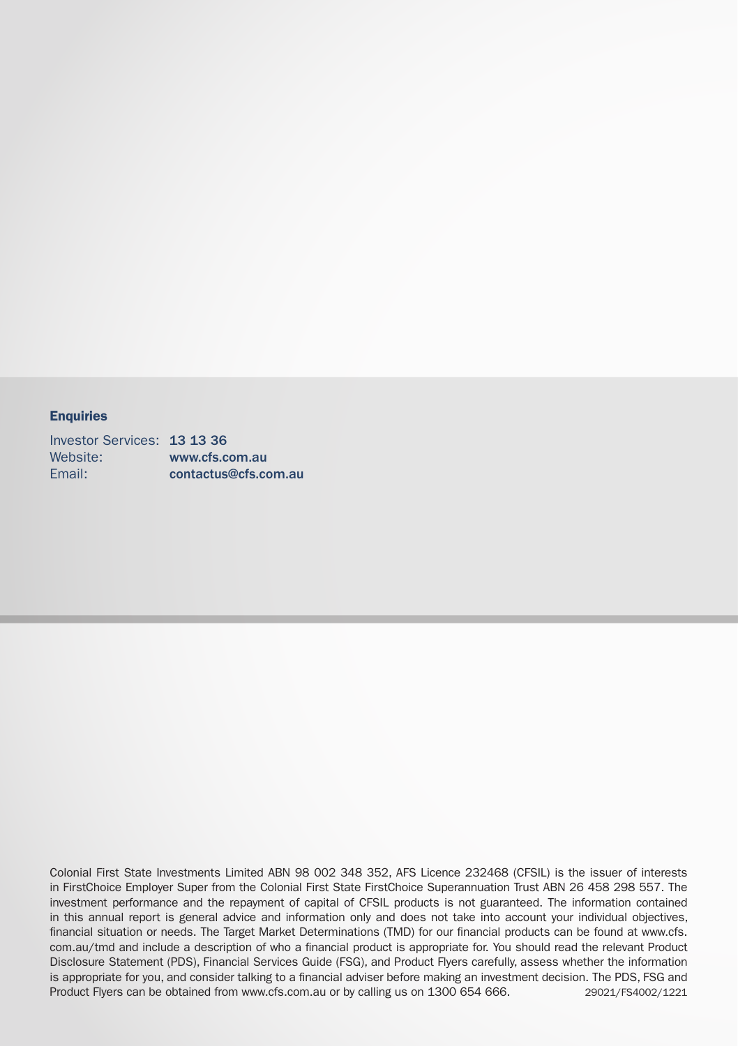### Enquiries

Investor Services: **13 13 36**
Website: **www.cfs.com.au**
Email: **contactus@cfs.com.au**

Colonial First State Investments Limited ABN 98 002 348 352, AFS Licence 232468 (CFSIL) is the issuer of interests in FirstChoice Employer Super from the Colonial First State FirstChoice Superannuation Trust ABN 26 458 298 557. The investment performance and the repayment of capital of CFSIL products is not guaranteed. The information contained in this annual report is general advice and information only and does not take into account your individual objectives, financial situation or needs. The Target Market Determinations (TMD) for our financial products can be found at www.cfs.com.au/tmd and include a description of who a financial product is appropriate for. You should read the relevant Product Disclosure Statement (PDS), Financial Services Guide (FSG), and Product Flyers carefully, assess whether the information is appropriate for you, and consider talking to a financial adviser before making an investment decision. The PDS, FSG and Product Flyers can be obtained from www.cfs.com.au or by calling us on 1300 654 666. 29021/FS4002/1221